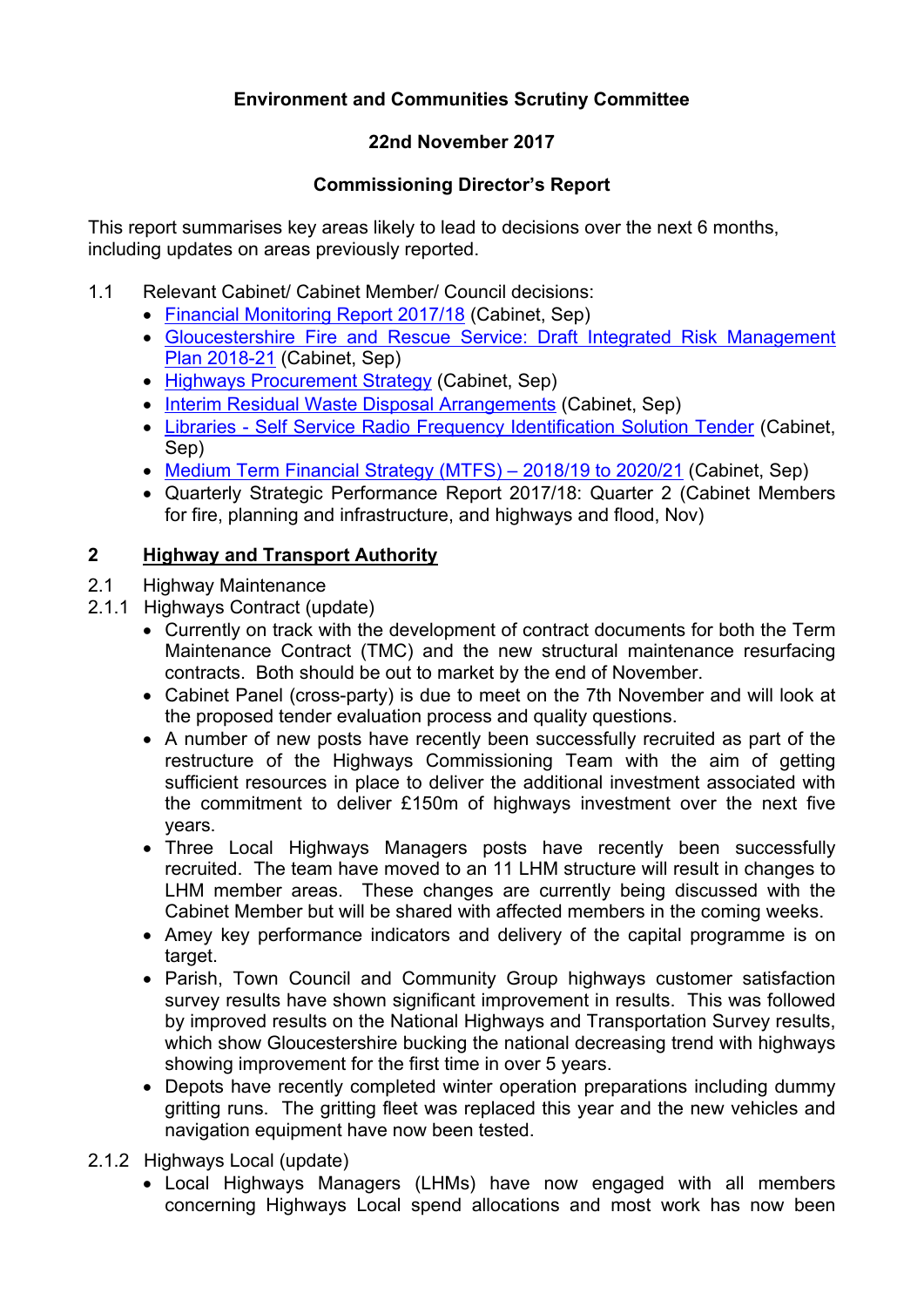**Environment and Communities Scrutiny Committee**

**22nd November 2017**

**Commissioning Director's Report**

This report summarises key areas likely to lead to decisions over the next 6 months, including updates on areas previously reported.

1.1 Relevant Cabinet/ Cabinet Member/ Council decisions:

- Financial Monitoring Report 2017/18 (Cabinet, Sep)
- Gloucestershire Fire and Rescue Service: Draft Integrated Risk Management Plan 2018-21 (Cabinet, Sep)
- Highways Procurement Strategy (Cabinet, Sep)
- Interim Residual Waste Disposal Arrangements (Cabinet, Sep)
- Libraries - Self Service Radio Frequency Identification Solution Tender (Cabinet, Sep)
- Medium Term Financial Strategy (MTFS) – 2018/19 to 2020/21 (Cabinet, Sep)
- Quarterly Strategic Performance Report 2017/18: Quarter 2 (Cabinet Members for fire, planning and infrastructure, and highways and flood, Nov)

## 2 Highway and Transport Authority

2.1 Highway Maintenance

2.1.1 Highways Contract (update)

- Currently on track with the development of contract documents for both the Term Maintenance Contract (TMC) and the new structural maintenance resurfacing contracts. Both should be out to market by the end of November.
- Cabinet Panel (cross-party) is due to meet on the 7th November and will look at the proposed tender evaluation process and quality questions.
- A number of new posts have recently been successfully recruited as part of the restructure of the Highways Commissioning Team with the aim of getting sufficient resources in place to deliver the additional investment associated with the commitment to deliver £150m of highways investment over the next five years.
- Three Local Highways Managers posts have recently been successfully recruited. The team have moved to an 11 LHM structure will result in changes to LHM member areas. These changes are currently being discussed with the Cabinet Member but will be shared with affected members in the coming weeks.
- Amey key performance indicators and delivery of the capital programme is on target.
- Parish, Town Council and Community Group highways customer satisfaction survey results have shown significant improvement in results. This was followed by improved results on the National Highways and Transportation Survey results, which show Gloucestershire bucking the national decreasing trend with highways showing improvement for the first time in over 5 years.
- Depots have recently completed winter operation preparations including dummy gritting runs. The gritting fleet was replaced this year and the new vehicles and navigation equipment have now been tested.

2.1.2 Highways Local (update)

- Local Highways Managers (LHMs) have now engaged with all members concerning Highways Local spend allocations and most work has now been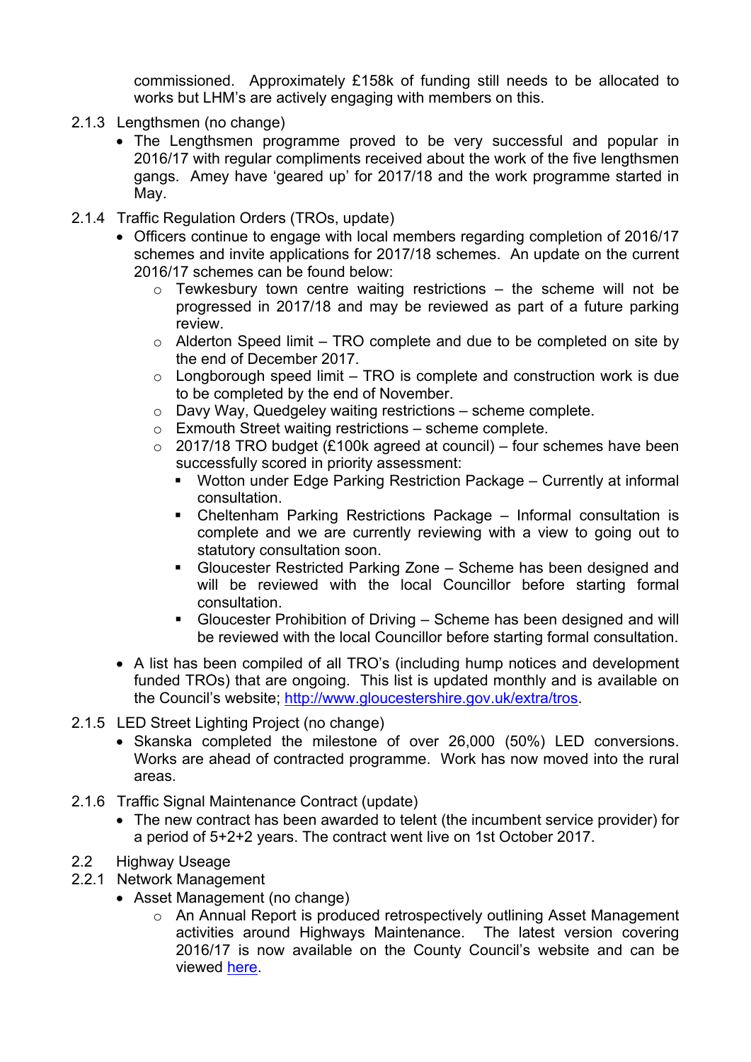commissioned. Approximately £158k of funding still needs to be allocated to works but LHM's are actively engaging with members on this.

2.1.3 Lengthsmen (no change)

- The Lengthsmen programme proved to be very successful and popular in 2016/17 with regular compliments received about the work of the five lengthsmen gangs. Amey have 'geared up' for 2017/18 and the work programme started in May.

2.1.4 Traffic Regulation Orders (TROs, update)

- Officers continue to engage with local members regarding completion of 2016/17 schemes and invite applications for 2017/18 schemes. An update on the current 2016/17 schemes can be found below:
  - Tewkesbury town centre waiting restrictions – the scheme will not be progressed in 2017/18 and may be reviewed as part of a future parking review.
  - Alderton Speed limit – TRO complete and due to be completed on site by the end of December 2017.
  - Longborough speed limit – TRO is complete and construction work is due to be completed by the end of November.
  - Davy Way, Quedgeley waiting restrictions – scheme complete.
  - Exmouth Street waiting restrictions – scheme complete.
  - 2017/18 TRO budget (£100k agreed at council) – four schemes have been successfully scored in priority assessment:
    - Wotton under Edge Parking Restriction Package – Currently at informal consultation.
    - Cheltenham Parking Restrictions Package – Informal consultation is complete and we are currently reviewing with a view to going out to statutory consultation soon.
    - Gloucester Restricted Parking Zone – Scheme has been designed and will be reviewed with the local Councillor before starting formal consultation.
    - Gloucester Prohibition of Driving – Scheme has been designed and will be reviewed with the local Councillor before starting formal consultation.
- A list has been compiled of all TRO's (including hump notices and development funded TROs) that are ongoing. This list is updated monthly and is available on the Council's website; http://www.gloucestershire.gov.uk/extra/tros.

2.1.5 LED Street Lighting Project (no change)

- Skanska completed the milestone of over 26,000 (50%) LED conversions. Works are ahead of contracted programme. Work has now moved into the rural areas.

2.1.6 Traffic Signal Maintenance Contract (update)

- The new contract has been awarded to telent (the incumbent service provider) for a period of 5+2+2 years. The contract went live on 1st October 2017.

2.2 Highway Useage

2.2.1 Network Management

- Asset Management (no change)
  - An Annual Report is produced retrospectively outlining Asset Management activities around Highways Maintenance. The latest version covering 2016/17 is now available on the County Council's website and can be viewed here.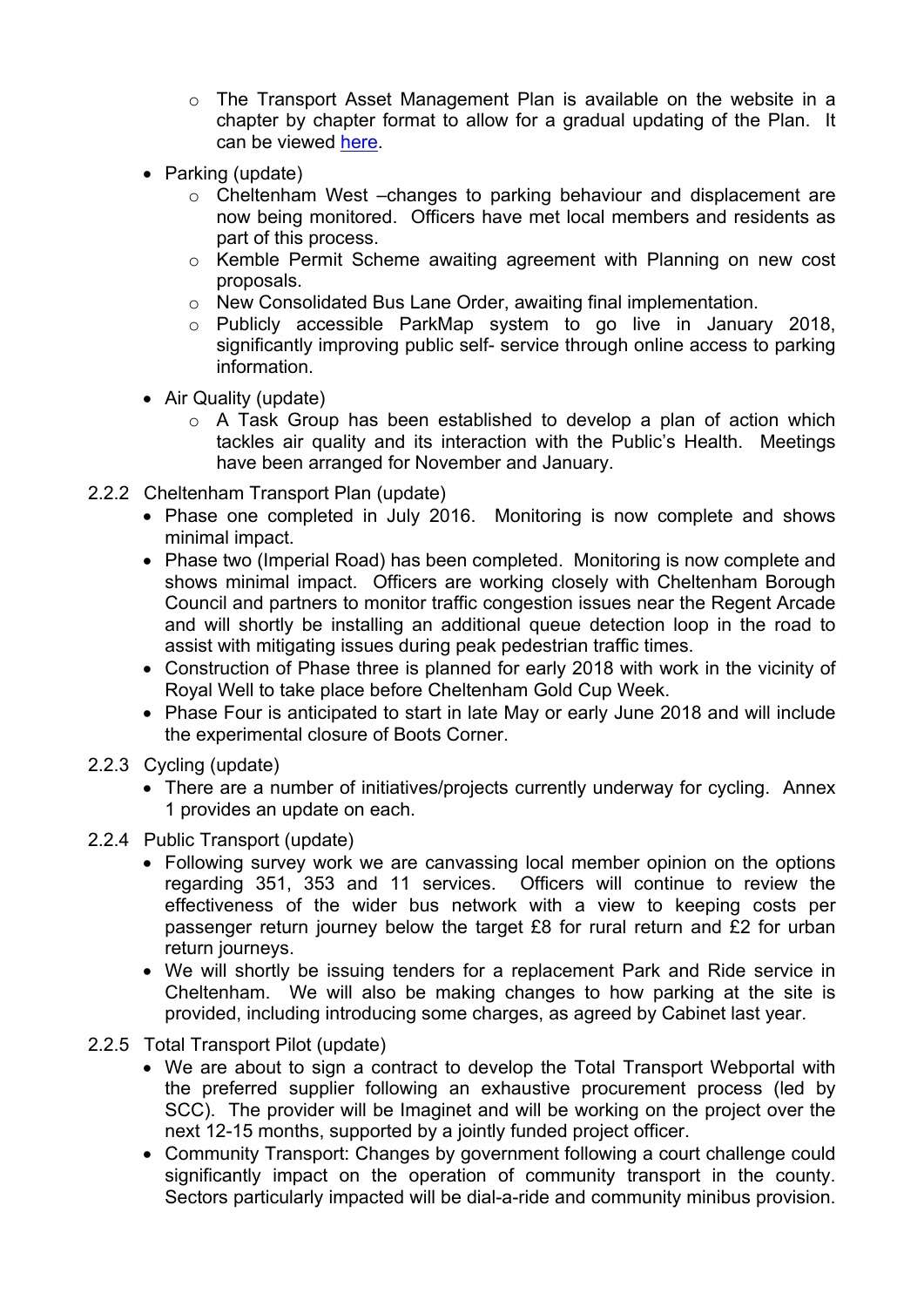- The Transport Asset Management Plan is available on the website in a chapter by chapter format to allow for a gradual updating of the Plan. It can be viewed [here](#).

- Parking (update)
  - Cheltenham West –changes to parking behaviour and displacement are now being monitored. Officers have met local members and residents as part of this process.
  - Kemble Permit Scheme awaiting agreement with Planning on new cost proposals.
  - New Consolidated Bus Lane Order, awaiting final implementation.
  - Publicly accessible ParkMap system to go live in January 2018, significantly improving public self- service through online access to parking information.

- Air Quality (update)
  - A Task Group has been established to develop a plan of action which tackles air quality and its interaction with the Public's Health. Meetings have been arranged for November and January.

2.2.2 Cheltenham Transport Plan (update)

- Phase one completed in July 2016. Monitoring is now complete and shows minimal impact.
- Phase two (Imperial Road) has been completed. Monitoring is now complete and shows minimal impact. Officers are working closely with Cheltenham Borough Council and partners to monitor traffic congestion issues near the Regent Arcade and will shortly be installing an additional queue detection loop in the road to assist with mitigating issues during peak pedestrian traffic times.
- Construction of Phase three is planned for early 2018 with work in the vicinity of Royal Well to take place before Cheltenham Gold Cup Week.
- Phase Four is anticipated to start in late May or early June 2018 and will include the experimental closure of Boots Corner.

2.2.3 Cycling (update)

- There are a number of initiatives/projects currently underway for cycling. Annex 1 provides an update on each.

2.2.4 Public Transport (update)

- Following survey work we are canvassing local member opinion on the options regarding 351, 353 and 11 services. Officers will continue to review the effectiveness of the wider bus network with a view to keeping costs per passenger return journey below the target £8 for rural return and £2 for urban return journeys.
- We will shortly be issuing tenders for a replacement Park and Ride service in Cheltenham. We will also be making changes to how parking at the site is provided, including introducing some charges, as agreed by Cabinet last year.

2.2.5 Total Transport Pilot (update)

- We are about to sign a contract to develop the Total Transport Webportal with the preferred supplier following an exhaustive procurement process (led by SCC). The provider will be Imaginet and will be working on the project over the next 12-15 months, supported by a jointly funded project officer.
- Community Transport: Changes by government following a court challenge could significantly impact on the operation of community transport in the county. Sectors particularly impacted will be dial-a-ride and community minibus provision.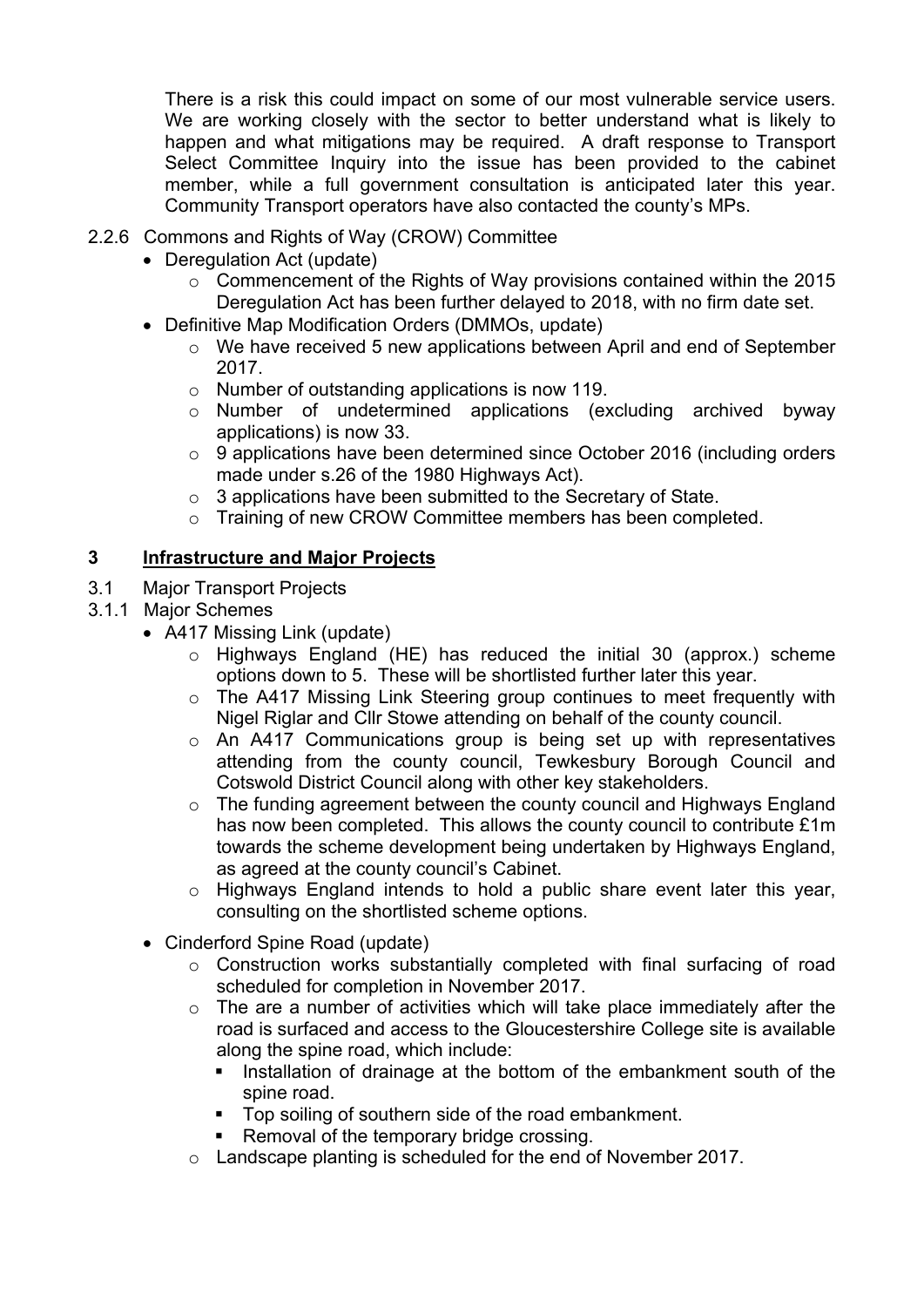There is a risk this could impact on some of our most vulnerable service users. We are working closely with the sector to better understand what is likely to happen and what mitigations may be required. A draft response to Transport Select Committee Inquiry into the issue has been provided to the cabinet member, while a full government consultation is anticipated later this year. Community Transport operators have also contacted the county's MPs.

2.2.6 Commons and Rights of Way (CROW) Committee

- Deregulation Act (update)
  - Commencement of the Rights of Way provisions contained within the 2015 Deregulation Act has been further delayed to 2018, with no firm date set.
- Definitive Map Modification Orders (DMMOs, update)
  - We have received 5 new applications between April and end of September 2017.
  - Number of outstanding applications is now 119.
  - Number of undetermined applications (excluding archived byway applications) is now 33.
  - 9 applications have been determined since October 2016 (including orders made under s.26 of the 1980 Highways Act).
  - 3 applications have been submitted to the Secretary of State.
  - Training of new CROW Committee members has been completed.

## 3 Infrastructure and Major Projects

3.1 Major Transport Projects

3.1.1 Major Schemes

- A417 Missing Link (update)
  - Highways England (HE) has reduced the initial 30 (approx.) scheme options down to 5. These will be shortlisted further later this year.
  - The A417 Missing Link Steering group continues to meet frequently with Nigel Riglar and Cllr Stowe attending on behalf of the county council.
  - An A417 Communications group is being set up with representatives attending from the county council, Tewkesbury Borough Council and Cotswold District Council along with other key stakeholders.
  - The funding agreement between the county council and Highways England has now been completed. This allows the county council to contribute £1m towards the scheme development being undertaken by Highways England, as agreed at the county council's Cabinet.
  - Highways England intends to hold a public share event later this year, consulting on the shortlisted scheme options.
- Cinderford Spine Road (update)
  - Construction works substantially completed with final surfacing of road scheduled for completion in November 2017.
  - The are a number of activities which will take place immediately after the road is surfaced and access to the Gloucestershire College site is available along the spine road, which include:
    - Installation of drainage at the bottom of the embankment south of the spine road.
    - Top soiling of southern side of the road embankment.
    - Removal of the temporary bridge crossing.
  - Landscape planting is scheduled for the end of November 2017.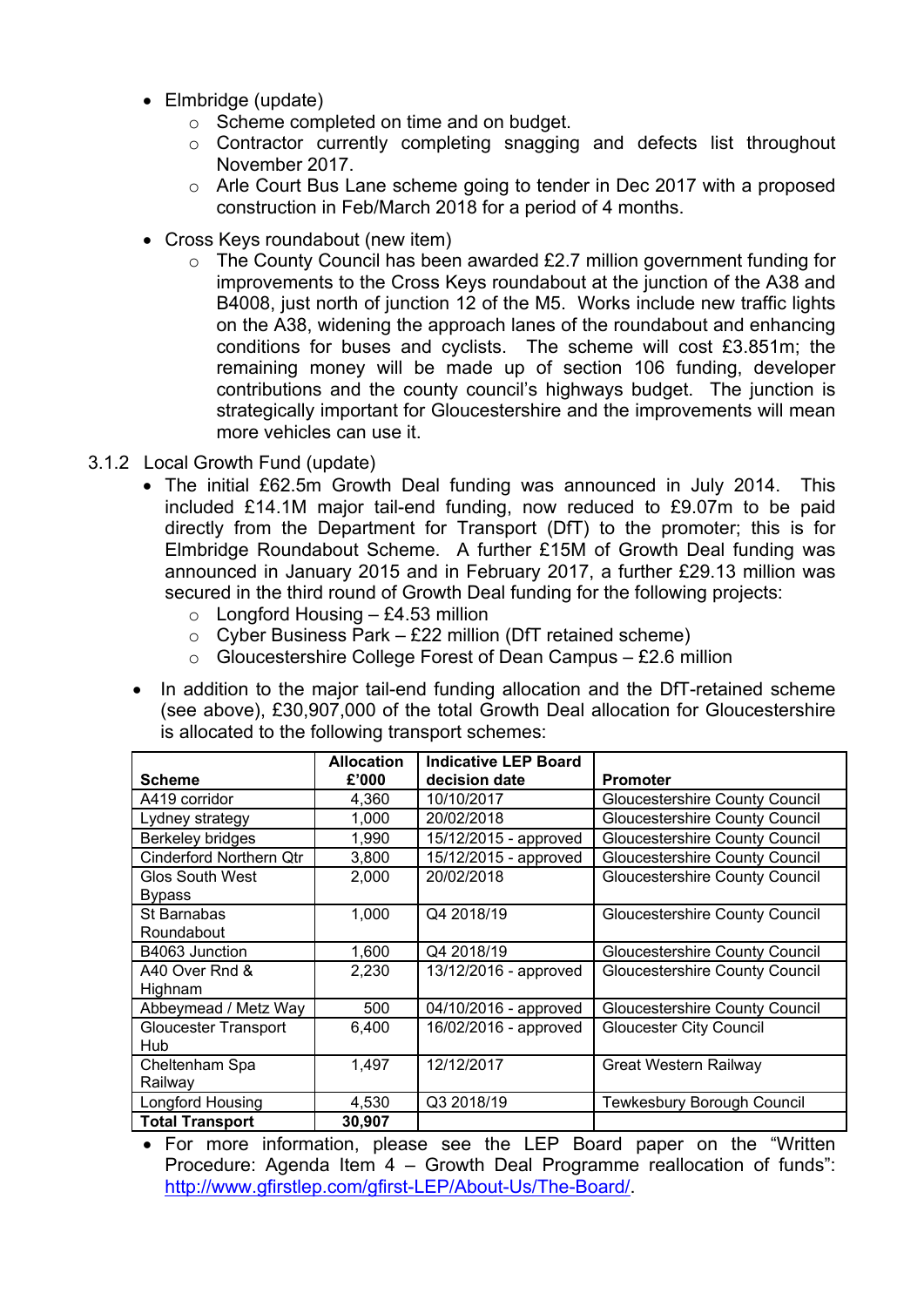- Elmbridge (update)
  - Scheme completed on time and on budget.
  - Contractor currently completing snagging and defects list throughout November 2017.
  - Arle Court Bus Lane scheme going to tender in Dec 2017 with a proposed construction in Feb/March 2018 for a period of 4 months.
- Cross Keys roundabout (new item)
  - The County Council has been awarded £2.7 million government funding for improvements to the Cross Keys roundabout at the junction of the A38 and B4008, just north of junction 12 of the M5. Works include new traffic lights on the A38, widening the approach lanes of the roundabout and enhancing conditions for buses and cyclists. The scheme will cost £3.851m; the remaining money will be made up of section 106 funding, developer contributions and the county council's highways budget. The junction is strategically important for Gloucestershire and the improvements will mean more vehicles can use it.

3.1.2 Local Growth Fund (update)

- The initial £62.5m Growth Deal funding was announced in July 2014. This included £14.1M major tail-end funding, now reduced to £9.07m to be paid directly from the Department for Transport (DfT) to the promoter; this is for Elmbridge Roundabout Scheme. A further £15M of Growth Deal funding was announced in January 2015 and in February 2017, a further £29.13 million was secured in the third round of Growth Deal funding for the following projects:
  - Longford Housing – £4.53 million
  - Cyber Business Park – £22 million (DfT retained scheme)
  - Gloucestershire College Forest of Dean Campus – £2.6 million
- In addition to the major tail-end funding allocation and the DfT-retained scheme (see above), £30,907,000 of the total Growth Deal allocation for Gloucestershire is allocated to the following transport schemes:

| Scheme | Allocation £'000 | Indicative LEP Board decision date | Promoter |
|---|---|---|---|
| A419 corridor | 4,360 | 10/10/2017 | Gloucestershire County Council |
| Lydney strategy | 1,000 | 20/02/2018 | Gloucestershire County Council |
| Berkeley bridges | 1,990 | 15/12/2015 - approved | Gloucestershire County Council |
| Cinderford Northern Qtr | 3,800 | 15/12/2015 - approved | Gloucestershire County Council |
| Glos South West Bypass | 2,000 | 20/02/2018 | Gloucestershire County Council |
| St Barnabas Roundabout | 1,000 | Q4 2018/19 | Gloucestershire County Council |
| B4063 Junction | 1,600 | Q4 2018/19 | Gloucestershire County Council |
| A40 Over Rnd & Highnam | 2,230 | 13/12/2016 - approved | Gloucestershire County Council |
| Abbeymead / Metz Way | 500 | 04/10/2016 - approved | Gloucestershire County Council |
| Gloucester Transport Hub | 6,400 | 16/02/2016 - approved | Gloucester City Council |
| Cheltenham Spa Railway | 1,497 | 12/12/2017 | Great Western Railway |
| Longford Housing | 4,530 | Q3 2018/19 | Tewkesbury Borough Council |
| **Total Transport** | **30,907** | | |

- For more information, please see the LEP Board paper on the "Written Procedure: Agenda Item 4 – Growth Deal Programme reallocation of funds": [http://www.gfirstlep.com/gfirst-LEP/About-Us/The-Board/](http://www.gfirstlep.com/gfirst-LEP/About-Us/The-Board/).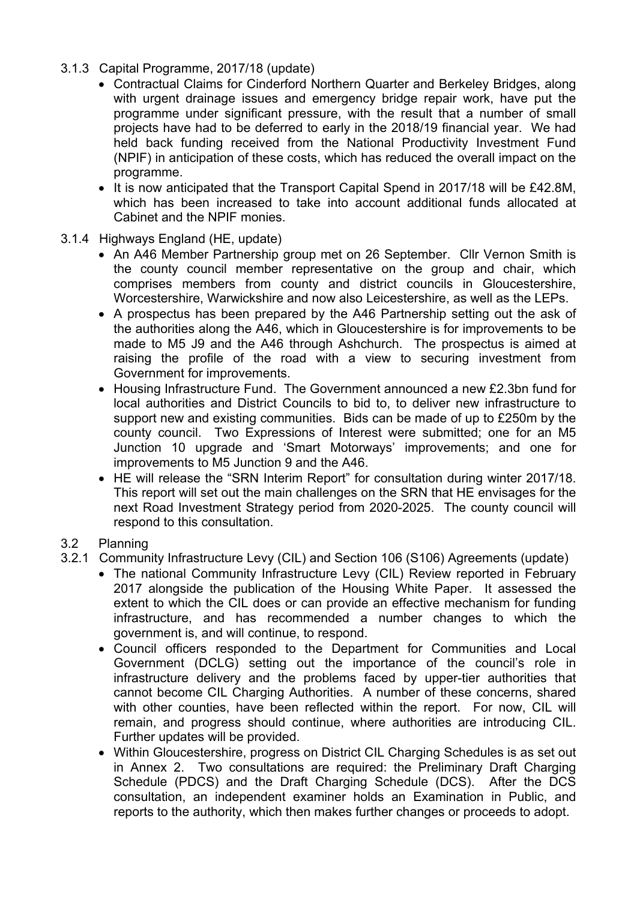3.1.3 Capital Programme, 2017/18 (update)

- Contractual Claims for Cinderford Northern Quarter and Berkeley Bridges, along with urgent drainage issues and emergency bridge repair work, have put the programme under significant pressure, with the result that a number of small projects have had to be deferred to early in the 2018/19 financial year. We had held back funding received from the National Productivity Investment Fund (NPIF) in anticipation of these costs, which has reduced the overall impact on the programme.
- It is now anticipated that the Transport Capital Spend in 2017/18 will be £42.8M, which has been increased to take into account additional funds allocated at Cabinet and the NPIF monies.

3.1.4 Highways England (HE, update)

- An A46 Member Partnership group met on 26 September. Cllr Vernon Smith is the county council member representative on the group and chair, which comprises members from county and district councils in Gloucestershire, Worcestershire, Warwickshire and now also Leicestershire, as well as the LEPs.
- A prospectus has been prepared by the A46 Partnership setting out the ask of the authorities along the A46, which in Gloucestershire is for improvements to be made to M5 J9 and the A46 through Ashchurch. The prospectus is aimed at raising the profile of the road with a view to securing investment from Government for improvements.
- Housing Infrastructure Fund. The Government announced a new £2.3bn fund for local authorities and District Councils to bid to, to deliver new infrastructure to support new and existing communities. Bids can be made of up to £250m by the county council. Two Expressions of Interest were submitted; one for an M5 Junction 10 upgrade and 'Smart Motorways' improvements; and one for improvements to M5 Junction 9 and the A46.
- HE will release the "SRN Interim Report" for consultation during winter 2017/18. This report will set out the main challenges on the SRN that HE envisages for the next Road Investment Strategy period from 2020-2025. The county council will respond to this consultation.

3.2 Planning

3.2.1 Community Infrastructure Levy (CIL) and Section 106 (S106) Agreements (update)

- The national Community Infrastructure Levy (CIL) Review reported in February 2017 alongside the publication of the Housing White Paper. It assessed the extent to which the CIL does or can provide an effective mechanism for funding infrastructure, and has recommended a number changes to which the government is, and will continue, to respond.
- Council officers responded to the Department for Communities and Local Government (DCLG) setting out the importance of the council's role in infrastructure delivery and the problems faced by upper-tier authorities that cannot become CIL Charging Authorities. A number of these concerns, shared with other counties, have been reflected within the report. For now, CIL will remain, and progress should continue, where authorities are introducing CIL. Further updates will be provided.
- Within Gloucestershire, progress on District CIL Charging Schedules is as set out in Annex 2. Two consultations are required: the Preliminary Draft Charging Schedule (PDCS) and the Draft Charging Schedule (DCS). After the DCS consultation, an independent examiner holds an Examination in Public, and reports to the authority, which then makes further changes or proceeds to adopt.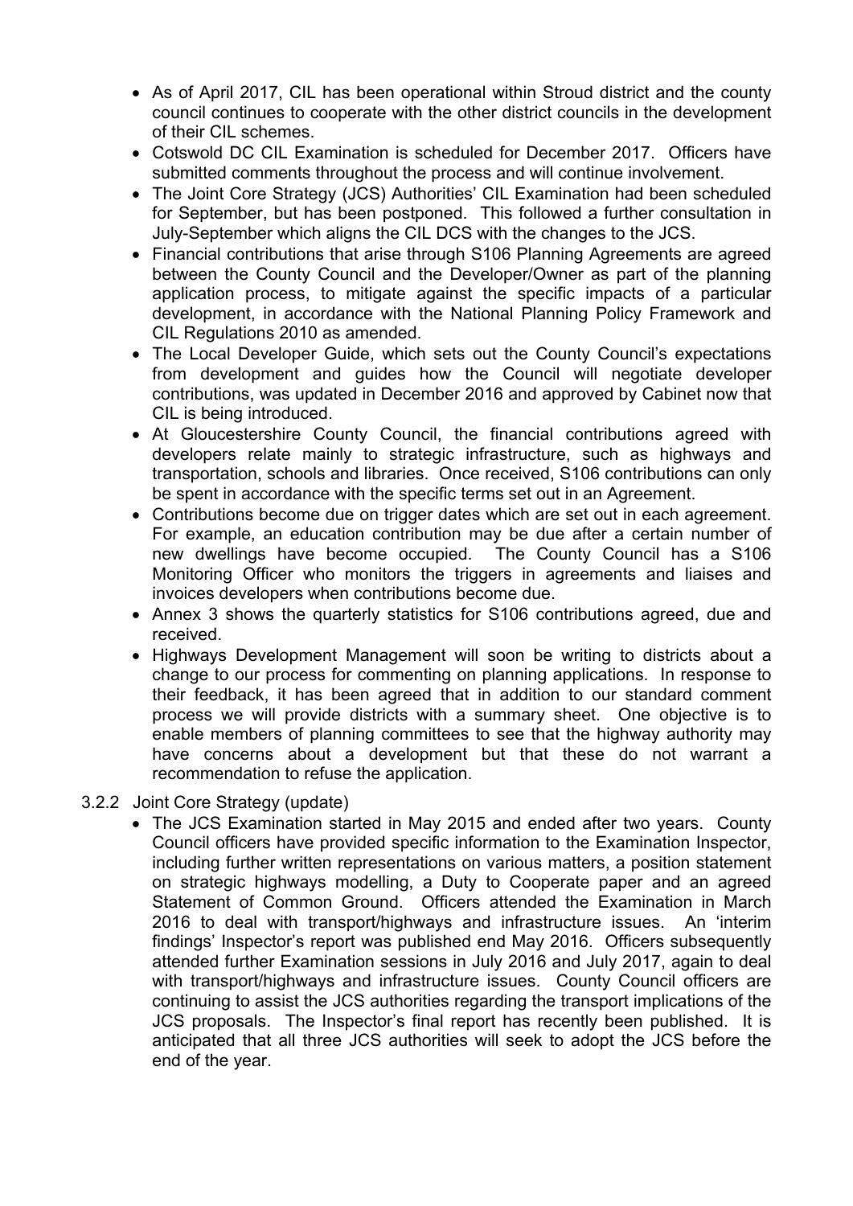- As of April 2017, CIL has been operational within Stroud district and the county council continues to cooperate with the other district councils in the development of their CIL schemes.
- Cotswold DC CIL Examination is scheduled for December 2017. Officers have submitted comments throughout the process and will continue involvement.
- The Joint Core Strategy (JCS) Authorities' CIL Examination had been scheduled for September, but has been postponed. This followed a further consultation in July-September which aligns the CIL DCS with the changes to the JCS.
- Financial contributions that arise through S106 Planning Agreements are agreed between the County Council and the Developer/Owner as part of the planning application process, to mitigate against the specific impacts of a particular development, in accordance with the National Planning Policy Framework and CIL Regulations 2010 as amended.
- The Local Developer Guide, which sets out the County Council's expectations from development and guides how the Council will negotiate developer contributions, was updated in December 2016 and approved by Cabinet now that CIL is being introduced.
- At Gloucestershire County Council, the financial contributions agreed with developers relate mainly to strategic infrastructure, such as highways and transportation, schools and libraries. Once received, S106 contributions can only be spent in accordance with the specific terms set out in an Agreement.
- Contributions become due on trigger dates which are set out in each agreement. For example, an education contribution may be due after a certain number of new dwellings have become occupied. The County Council has a S106 Monitoring Officer who monitors the triggers in agreements and liaises and invoices developers when contributions become due.
- Annex 3 shows the quarterly statistics for S106 contributions agreed, due and received.
- Highways Development Management will soon be writing to districts about a change to our process for commenting on planning applications. In response to their feedback, it has been agreed that in addition to our standard comment process we will provide districts with a summary sheet. One objective is to enable members of planning committees to see that the highway authority may have concerns about a development but that these do not warrant a recommendation to refuse the application.

3.2.2 Joint Core Strategy (update)

- The JCS Examination started in May 2015 and ended after two years. County Council officers have provided specific information to the Examination Inspector, including further written representations on various matters, a position statement on strategic highways modelling, a Duty to Cooperate paper and an agreed Statement of Common Ground. Officers attended the Examination in March 2016 to deal with transport/highways and infrastructure issues. An 'interim findings' Inspector's report was published end May 2016. Officers subsequently attended further Examination sessions in July 2016 and July 2017, again to deal with transport/highways and infrastructure issues. County Council officers are continuing to assist the JCS authorities regarding the transport implications of the JCS proposals. The Inspector's final report has recently been published. It is anticipated that all three JCS authorities will seek to adopt the JCS before the end of the year.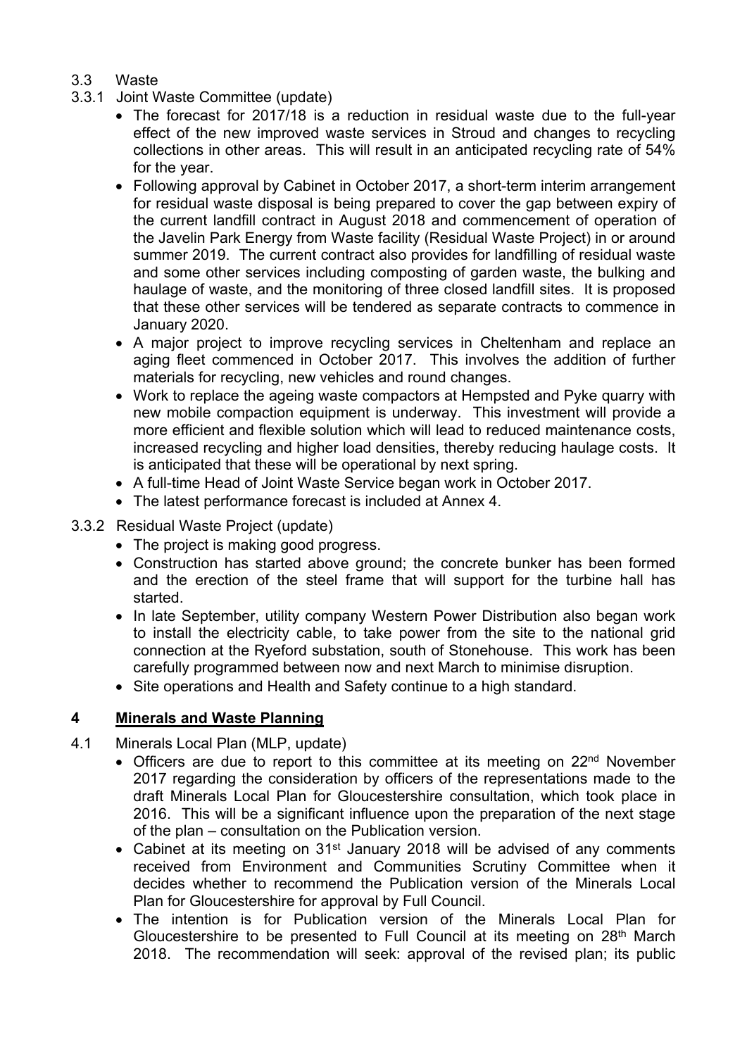3.3 Waste

3.3.1 Joint Waste Committee (update)

- The forecast for 2017/18 is a reduction in residual waste due to the full-year effect of the new improved waste services in Stroud and changes to recycling collections in other areas. This will result in an anticipated recycling rate of 54% for the year.
- Following approval by Cabinet in October 2017, a short-term interim arrangement for residual waste disposal is being prepared to cover the gap between expiry of the current landfill contract in August 2018 and commencement of operation of the Javelin Park Energy from Waste facility (Residual Waste Project) in or around summer 2019. The current contract also provides for landfilling of residual waste and some other services including composting of garden waste, the bulking and haulage of waste, and the monitoring of three closed landfill sites. It is proposed that these other services will be tendered as separate contracts to commence in January 2020.
- A major project to improve recycling services in Cheltenham and replace an aging fleet commenced in October 2017. This involves the addition of further materials for recycling, new vehicles and round changes.
- Work to replace the ageing waste compactors at Hempsted and Pyke quarry with new mobile compaction equipment is underway. This investment will provide a more efficient and flexible solution which will lead to reduced maintenance costs, increased recycling and higher load densities, thereby reducing haulage costs. It is anticipated that these will be operational by next spring.
- A full-time Head of Joint Waste Service began work in October 2017.
- The latest performance forecast is included at Annex 4.

3.3.2 Residual Waste Project (update)

- The project is making good progress.
- Construction has started above ground; the concrete bunker has been formed and the erection of the steel frame that will support for the turbine hall has started.
- In late September, utility company Western Power Distribution also began work to install the electricity cable, to take power from the site to the national grid connection at the Ryeford substation, south of Stonehouse. This work has been carefully programmed between now and next March to minimise disruption.
- Site operations and Health and Safety continue to a high standard.

## 4 Minerals and Waste Planning

4.1 Minerals Local Plan (MLP, update)

- Officers are due to report to this committee at its meeting on 22nd November 2017 regarding the consideration by officers of the representations made to the draft Minerals Local Plan for Gloucestershire consultation, which took place in 2016. This will be a significant influence upon the preparation of the next stage of the plan – consultation on the Publication version.
- Cabinet at its meeting on 31st January 2018 will be advised of any comments received from Environment and Communities Scrutiny Committee when it decides whether to recommend the Publication version of the Minerals Local Plan for Gloucestershire for approval by Full Council.
- The intention is for Publication version of the Minerals Local Plan for Gloucestershire to be presented to Full Council at its meeting on 28th March 2018. The recommendation will seek: approval of the revised plan; its public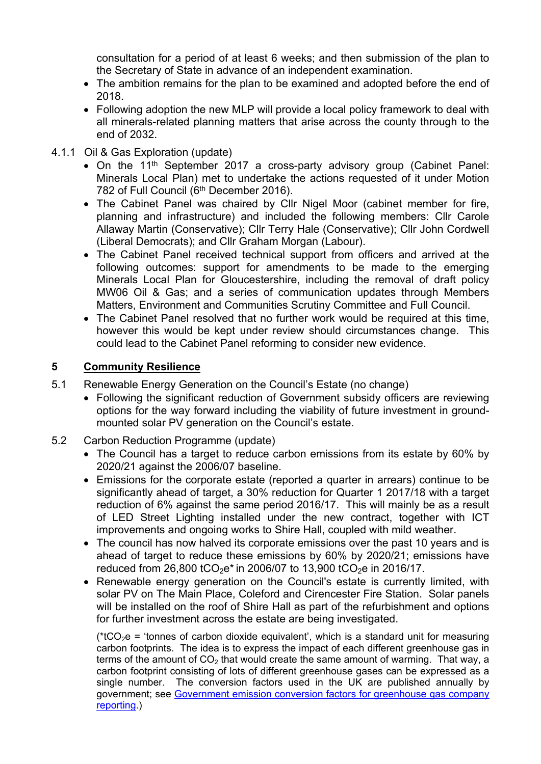consultation for a period of at least 6 weeks; and then submission of the plan to the Secretary of State in advance of an independent examination.

- The ambition remains for the plan to be examined and adopted before the end of 2018.
- Following adoption the new MLP will provide a local policy framework to deal with all minerals-related planning matters that arise across the county through to the end of 2032.

4.1.1 Oil & Gas Exploration (update)

- On the 11th September 2017 a cross-party advisory group (Cabinet Panel: Minerals Local Plan) met to undertake the actions requested of it under Motion 782 of Full Council (6th December 2016).
- The Cabinet Panel was chaired by Cllr Nigel Moor (cabinet member for fire, planning and infrastructure) and included the following members: Cllr Carole Allaway Martin (Conservative); Cllr Terry Hale (Conservative); Cllr John Cordwell (Liberal Democrats); and Cllr Graham Morgan (Labour).
- The Cabinet Panel received technical support from officers and arrived at the following outcomes: support for amendments to be made to the emerging Minerals Local Plan for Gloucestershire, including the removal of draft policy MW06 Oil & Gas; and a series of communication updates through Members Matters, Environment and Communities Scrutiny Committee and Full Council.
- The Cabinet Panel resolved that no further work would be required at this time, however this would be kept under review should circumstances change. This could lead to the Cabinet Panel reforming to consider new evidence.

## 5 Community Resilience

5.1 Renewable Energy Generation on the Council's Estate (no change)

- Following the significant reduction of Government subsidy officers are reviewing options for the way forward including the viability of future investment in ground-mounted solar PV generation on the Council's estate.

5.2 Carbon Reduction Programme (update)

- The Council has a target to reduce carbon emissions from its estate by 60% by 2020/21 against the 2006/07 baseline.
- Emissions for the corporate estate (reported a quarter in arrears) continue to be significantly ahead of target, a 30% reduction for Quarter 1 2017/18 with a target reduction of 6% against the same period 2016/17. This will mainly be as a result of LED Street Lighting installed under the new contract, together with ICT improvements and ongoing works to Shire Hall, coupled with mild weather.
- The council has now halved its corporate emissions over the past 10 years and is ahead of target to reduce these emissions by 60% by 2020/21; emissions have reduced from 26,800 $tCO_2e$* in 2006/07 to 13,900 $tCO_2e$ in 2016/17.
- Renewable energy generation on the Council's estate is currently limited, with solar PV on The Main Place, Coleford and Cirencester Fire Station. Solar panels will be installed on the roof of Shire Hall as part of the refurbishment and options for further investment across the estate are being investigated.

(*$tCO_2e$ = 'tonnes of carbon dioxide equivalent', which is a standard unit for measuring carbon footprints. The idea is to express the impact of each different greenhouse gas in terms of the amount of $CO_2$ that would create the same amount of warming. That way, a carbon footprint consisting of lots of different greenhouse gases can be expressed as a single number. The conversion factors used in the UK are published annually by government; see [Government emission conversion factors for greenhouse gas company reporting].)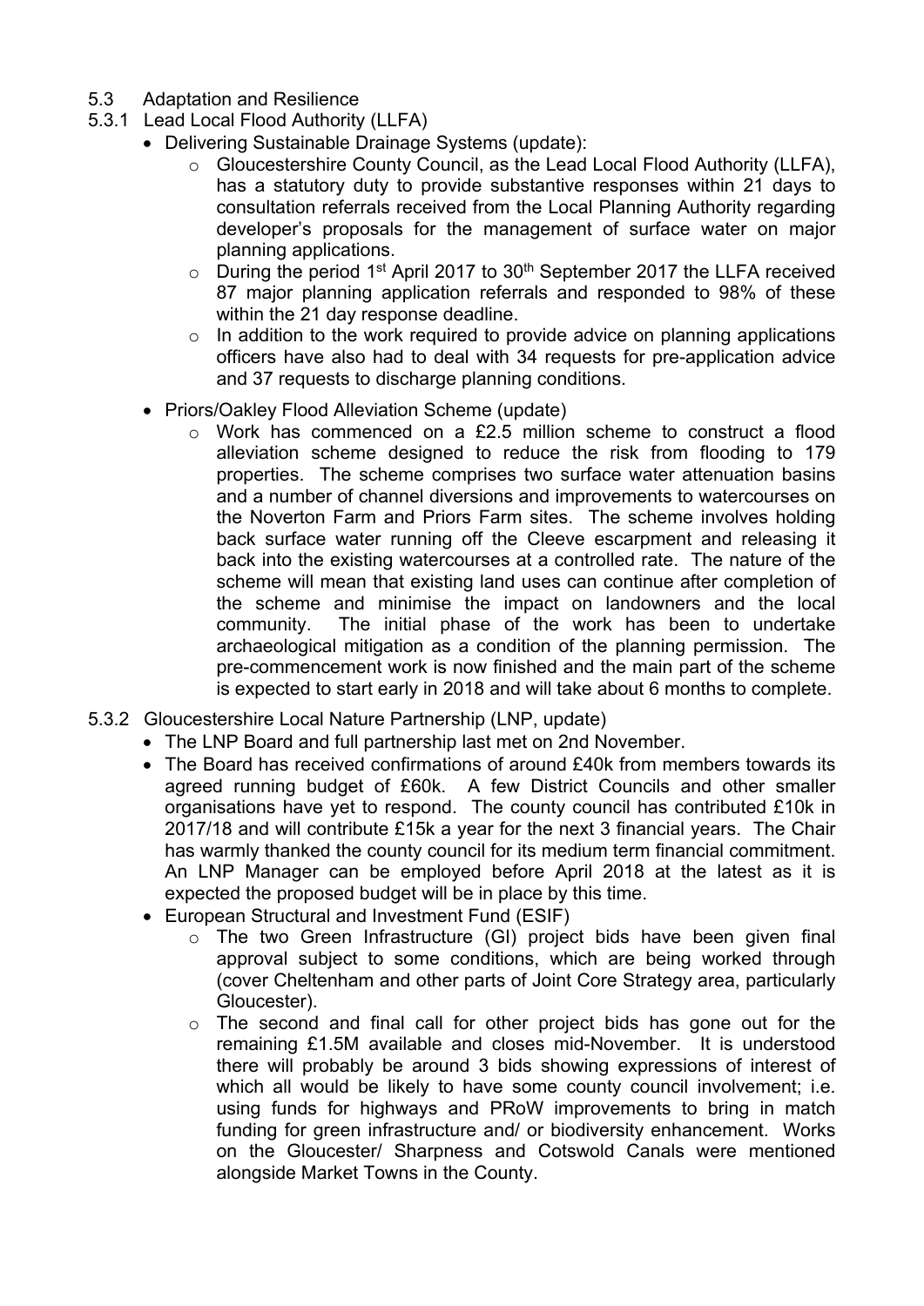5.3 Adaptation and Resilience

5.3.1 Lead Local Flood Authority (LLFA)

- Delivering Sustainable Drainage Systems (update):
  - Gloucestershire County Council, as the Lead Local Flood Authority (LLFA), has a statutory duty to provide substantive responses within 21 days to consultation referrals received from the Local Planning Authority regarding developer's proposals for the management of surface water on major planning applications.
  - During the period 1st April 2017 to 30th September 2017 the LLFA received 87 major planning application referrals and responded to 98% of these within the 21 day response deadline.
  - In addition to the work required to provide advice on planning applications officers have also had to deal with 34 requests for pre-application advice and 37 requests to discharge planning conditions.
- Priors/Oakley Flood Alleviation Scheme (update)
  - Work has commenced on a £2.5 million scheme to construct a flood alleviation scheme designed to reduce the risk from flooding to 179 properties. The scheme comprises two surface water attenuation basins and a number of channel diversions and improvements to watercourses on the Noverton Farm and Priors Farm sites. The scheme involves holding back surface water running off the Cleeve escarpment and releasing it back into the existing watercourses at a controlled rate. The nature of the scheme will mean that existing land uses can continue after completion of the scheme and minimise the impact on landowners and the local community. The initial phase of the work has been to undertake archaeological mitigation as a condition of the planning permission. The pre-commencement work is now finished and the main part of the scheme is expected to start early in 2018 and will take about 6 months to complete.

5.3.2 Gloucestershire Local Nature Partnership (LNP, update)

- The LNP Board and full partnership last met on 2nd November.
- The Board has received confirmations of around £40k from members towards its agreed running budget of £60k. A few District Councils and other smaller organisations have yet to respond. The county council has contributed £10k in 2017/18 and will contribute £15k a year for the next 3 financial years. The Chair has warmly thanked the county council for its medium term financial commitment. An LNP Manager can be employed before April 2018 at the latest as it is expected the proposed budget will be in place by this time.
- European Structural and Investment Fund (ESIF)
  - The two Green Infrastructure (GI) project bids have been given final approval subject to some conditions, which are being worked through (cover Cheltenham and other parts of Joint Core Strategy area, particularly Gloucester).
  - The second and final call for other project bids has gone out for the remaining £1.5M available and closes mid-November. It is understood there will probably be around 3 bids showing expressions of interest of which all would be likely to have some county council involvement; i.e. using funds for highways and PRoW improvements to bring in match funding for green infrastructure and/ or biodiversity enhancement. Works on the Gloucester/ Sharpness and Cotswold Canals were mentioned alongside Market Towns in the County.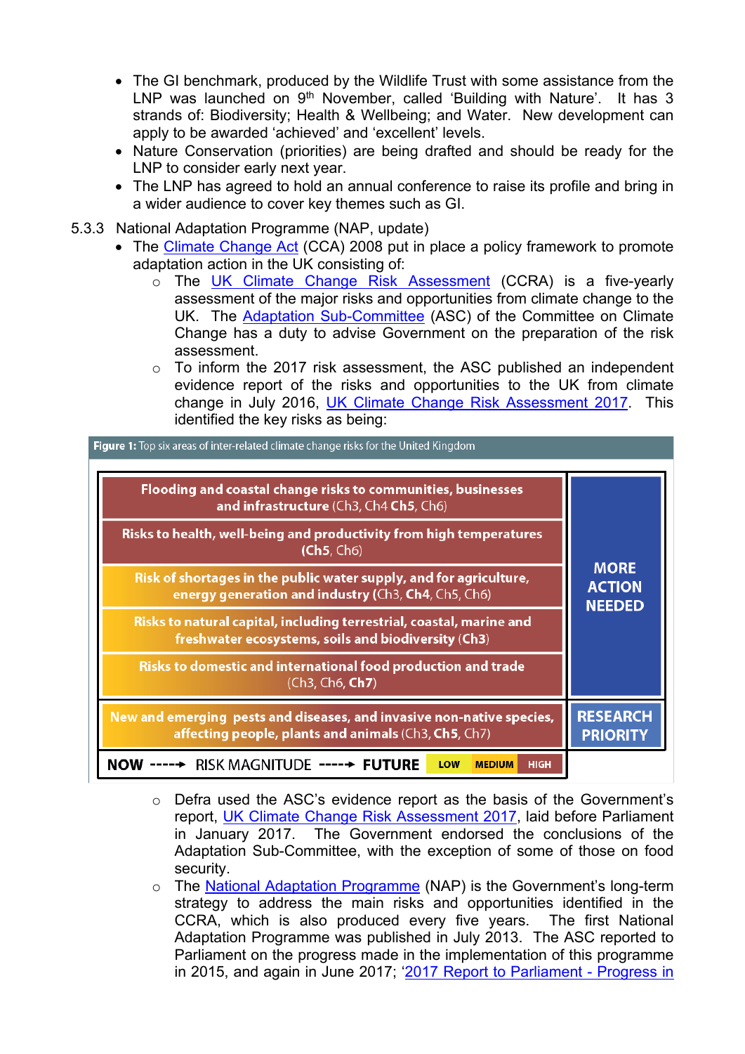- The GI benchmark, produced by the Wildlife Trust with some assistance from the LNP was launched on 9th November, called 'Building with Nature'. It has 3 strands of: Biodiversity; Health & Wellbeing; and Water. New development can apply to be awarded 'achieved' and 'excellent' levels.
- Nature Conservation (priorities) are being drafted and should be ready for the LNP to consider early next year.
- The LNP has agreed to hold an annual conference to raise its profile and bring in a wider audience to cover key themes such as GI.

5.3.3 National Adaptation Programme (NAP, update)

- The Climate Change Act (CCA) 2008 put in place a policy framework to promote adaptation action in the UK consisting of:
  - The UK Climate Change Risk Assessment (CCRA) is a five-yearly assessment of the major risks and opportunities from climate change to the UK. The Adaptation Sub-Committee (ASC) of the Committee on Climate Change has a duty to advise Government on the preparation of the risk assessment.
  - To inform the 2017 risk assessment, the ASC published an independent evidence report of the risks and opportunities to the UK from climate change in July 2016, UK Climate Change Risk Assessment 2017. This identified the key risks as being:

**Figure 1:** Top six areas of inter-related climate change risks for the United Kingdom

| Risk area | |
|---|---|
| **Flooding and coastal change risks to communities, businesses and infrastructure** (Ch3, Ch4 **Ch5**, Ch6) | MORE ACTION NEEDED |
| **Risks to health, well-being and productivity from high temperatures** (**Ch5**, Ch6) | MORE ACTION NEEDED |
| **Risk of shortages in the public water supply, and for agriculture, energy generation and industry** (Ch3, **Ch4**, Ch5, Ch6) | MORE ACTION NEEDED |
| **Risks to natural capital, including terrestrial, coastal, marine and freshwater ecosystems, soils and biodiversity** (**Ch3**) | MORE ACTION NEEDED |
| **Risks to domestic and international food production and trade** (Ch3, Ch6, **Ch7**) | MORE ACTION NEEDED |
| **New and emerging pests and diseases, and invasive non-native species, affecting people, plants and animals** (Ch3, **Ch5**, Ch7) | RESEARCH PRIORITY |

NOW ----→ RISK MAGNITUDE ----→ FUTURE LOW MEDIUM HIGH

  - Defra used the ASC's evidence report as the basis of the Government's report, UK Climate Change Risk Assessment 2017, laid before Parliament in January 2017. The Government endorsed the conclusions of the Adaptation Sub-Committee, with the exception of some of those on food security.
  - The National Adaptation Programme (NAP) is the Government's long-term strategy to address the main risks and opportunities identified in the CCRA, which is also produced every five years. The first National Adaptation Programme was published in July 2013. The ASC reported to Parliament on the progress made in the implementation of this programme in 2015, and again in June 2017; '2017 Report to Parliament - Progress in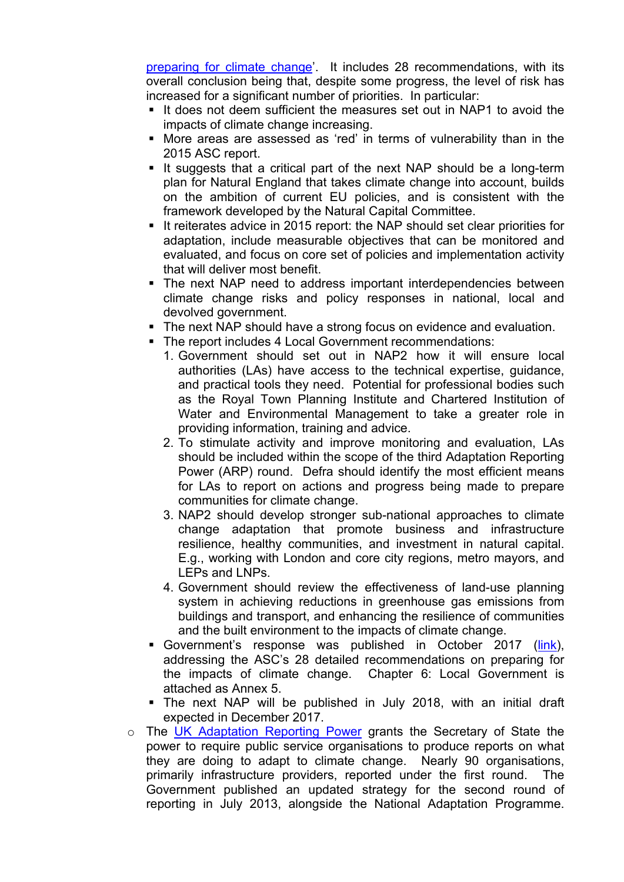preparing for climate change'. It includes 28 recommendations, with its overall conclusion being that, despite some progress, the level of risk has increased for a significant number of priorities. In particular:

- It does not deem sufficient the measures set out in NAP1 to avoid the impacts of climate change increasing.
- More areas are assessed as 'red' in terms of vulnerability than in the 2015 ASC report.
- It suggests that a critical part of the next NAP should be a long-term plan for Natural England that takes climate change into account, builds on the ambition of current EU policies, and is consistent with the framework developed by the Natural Capital Committee.
- It reiterates advice in 2015 report: the NAP should set clear priorities for adaptation, include measurable objectives that can be monitored and evaluated, and focus on core set of policies and implementation activity that will deliver most benefit.
- The next NAP need to address important interdependencies between climate change risks and policy responses in national, local and devolved government.
- The next NAP should have a strong focus on evidence and evaluation.
- The report includes 4 Local Government recommendations:
  1. Government should set out in NAP2 how it will ensure local authorities (LAs) have access to the technical expertise, guidance, and practical tools they need. Potential for professional bodies such as the Royal Town Planning Institute and Chartered Institution of Water and Environmental Management to take a greater role in providing information, training and advice.
  2. To stimulate activity and improve monitoring and evaluation, LAs should be included within the scope of the third Adaptation Reporting Power (ARP) round. Defra should identify the most efficient means for LAs to report on actions and progress being made to prepare communities for climate change.
  3. NAP2 should develop stronger sub-national approaches to climate change adaptation that promote business and infrastructure resilience, healthy communities, and investment in natural capital. E.g., working with London and core city regions, metro mayors, and LEPs and LNPs.
  4. Government should review the effectiveness of land-use planning system in achieving reductions in greenhouse gas emissions from buildings and transport, and enhancing the resilience of communities and the built environment to the impacts of climate change.
- Government's response was published in October 2017 (link), addressing the ASC's 28 detailed recommendations on preparing for the impacts of climate change. Chapter 6: Local Government is attached as Annex 5.
- The next NAP will be published in July 2018, with an initial draft expected in December 2017.

- The UK Adaptation Reporting Power grants the Secretary of State the power to require public service organisations to produce reports on what they are doing to adapt to climate change. Nearly 90 organisations, primarily infrastructure providers, reported under the first round. The Government published an updated strategy for the second round of reporting in July 2013, alongside the National Adaptation Programme.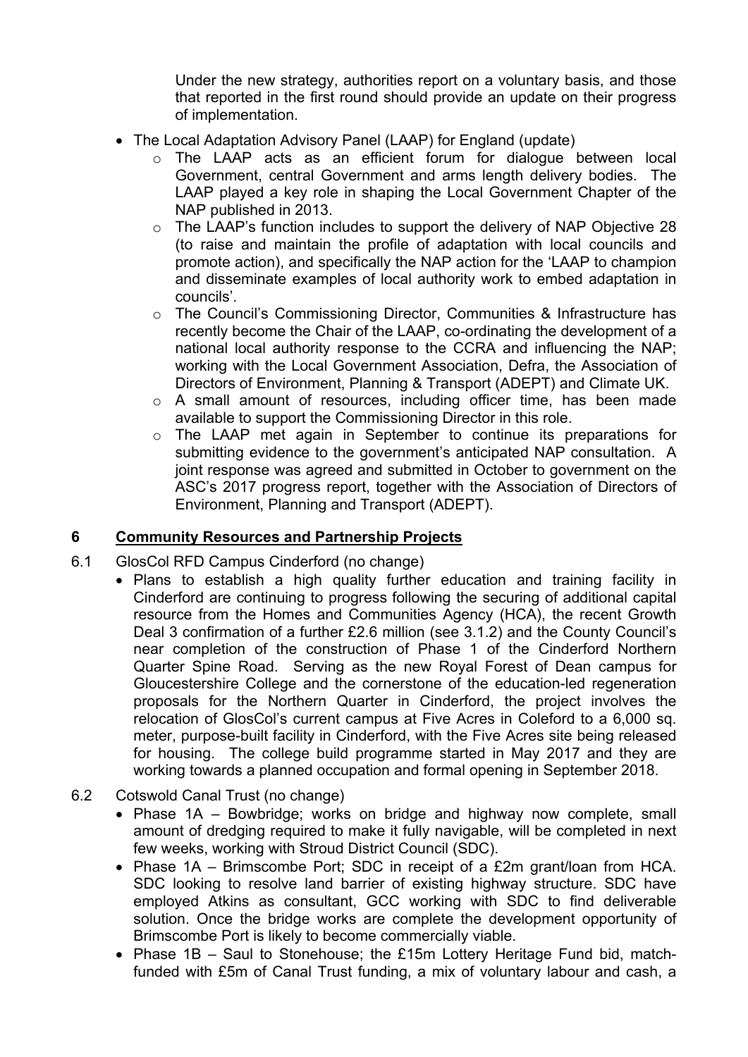Under the new strategy, authorities report on a voluntary basis, and those that reported in the first round should provide an update on their progress of implementation.

- The Local Adaptation Advisory Panel (LAAP) for England (update)
  - The LAAP acts as an efficient forum for dialogue between local Government, central Government and arms length delivery bodies. The LAAP played a key role in shaping the Local Government Chapter of the NAP published in 2013.
  - The LAAP's function includes to support the delivery of NAP Objective 28 (to raise and maintain the profile of adaptation with local councils and promote action), and specifically the NAP action for the 'LAAP to champion and disseminate examples of local authority work to embed adaptation in councils'.
  - The Council's Commissioning Director, Communities & Infrastructure has recently become the Chair of the LAAP, co-ordinating the development of a national local authority response to the CCRA and influencing the NAP; working with the Local Government Association, Defra, the Association of Directors of Environment, Planning & Transport (ADEPT) and Climate UK.
  - A small amount of resources, including officer time, has been made available to support the Commissioning Director in this role.
  - The LAAP met again in September to continue its preparations for submitting evidence to the government's anticipated NAP consultation. A joint response was agreed and submitted in October to government on the ASC's 2017 progress report, together with the Association of Directors of Environment, Planning and Transport (ADEPT).

## 6 Community Resources and Partnership Projects

6.1 GlosCol RFD Campus Cinderford (no change)

- Plans to establish a high quality further education and training facility in Cinderford are continuing to progress following the securing of additional capital resource from the Homes and Communities Agency (HCA), the recent Growth Deal 3 confirmation of a further £2.6 million (see 3.1.2) and the County Council's near completion of the construction of Phase 1 of the Cinderford Northern Quarter Spine Road. Serving as the new Royal Forest of Dean campus for Gloucestershire College and the cornerstone of the education-led regeneration proposals for the Northern Quarter in Cinderford, the project involves the relocation of GlosCol's current campus at Five Acres in Coleford to a 6,000 sq. meter, purpose-built facility in Cinderford, with the Five Acres site being released for housing. The college build programme started in May 2017 and they are working towards a planned occupation and formal opening in September 2018.

6.2 Cotswold Canal Trust (no change)

- Phase 1A – Bowbridge; works on bridge and highway now complete, small amount of dredging required to make it fully navigable, will be completed in next few weeks, working with Stroud District Council (SDC).
- Phase 1A – Brimscombe Port; SDC in receipt of a £2m grant/loan from HCA. SDC looking to resolve land barrier of existing highway structure. SDC have employed Atkins as consultant, GCC working with SDC to find deliverable solution. Once the bridge works are complete the development opportunity of Brimscombe Port is likely to become commercially viable.
- Phase 1B – Saul to Stonehouse; the £15m Lottery Heritage Fund bid, match-funded with £5m of Canal Trust funding, a mix of voluntary labour and cash, a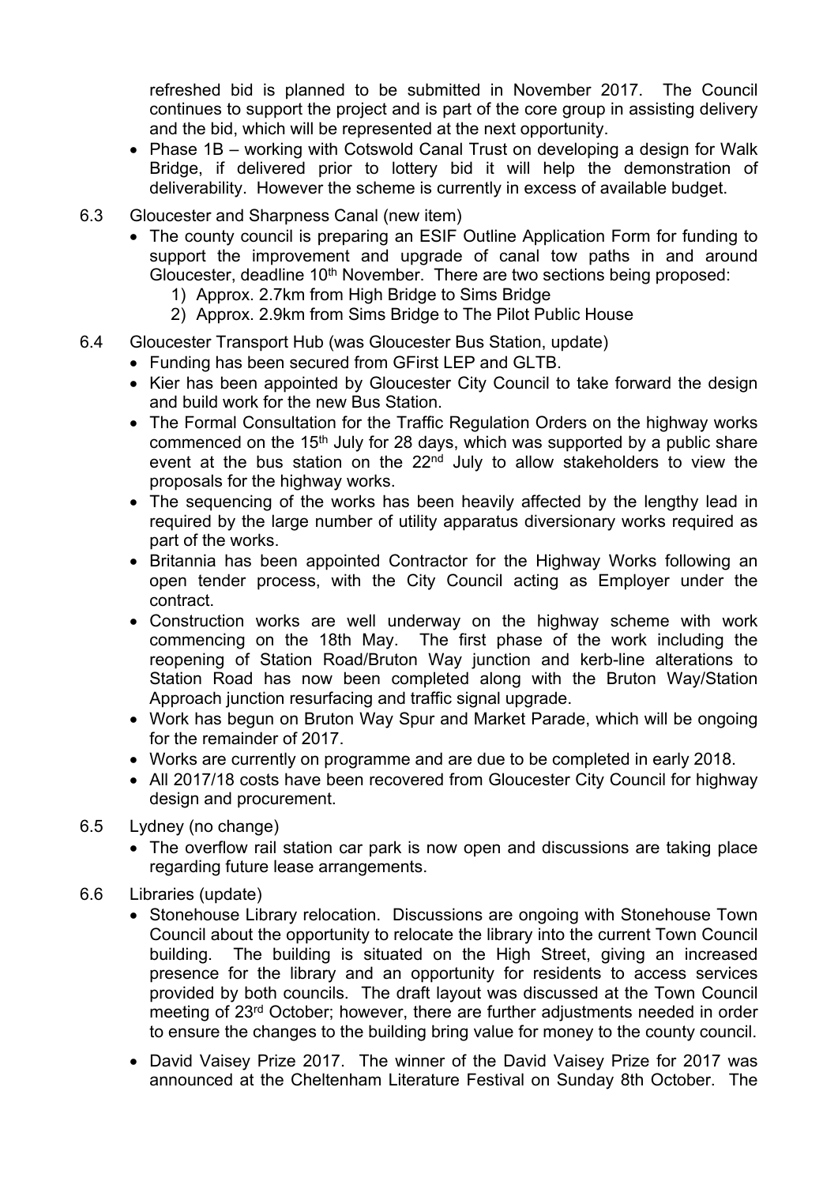refreshed bid is planned to be submitted in November 2017. The Council continues to support the project and is part of the core group in assisting delivery and the bid, which will be represented at the next opportunity.

- Phase 1B – working with Cotswold Canal Trust on developing a design for Walk Bridge, if delivered prior to lottery bid it will help the demonstration of deliverability. However the scheme is currently in excess of available budget.

6.3 Gloucester and Sharpness Canal (new item)

- The county council is preparing an ESIF Outline Application Form for funding to support the improvement and upgrade of canal tow paths in and around Gloucester, deadline 10th November. There are two sections being proposed:
  1) Approx. 2.7km from High Bridge to Sims Bridge
  2) Approx. 2.9km from Sims Bridge to The Pilot Public House

6.4 Gloucester Transport Hub (was Gloucester Bus Station, update)

- Funding has been secured from GFirst LEP and GLTB.
- Kier has been appointed by Gloucester City Council to take forward the design and build work for the new Bus Station.
- The Formal Consultation for the Traffic Regulation Orders on the highway works commenced on the 15th July for 28 days, which was supported by a public share event at the bus station on the 22nd July to allow stakeholders to view the proposals for the highway works.
- The sequencing of the works has been heavily affected by the lengthy lead in required by the large number of utility apparatus diversionary works required as part of the works.
- Britannia has been appointed Contractor for the Highway Works following an open tender process, with the City Council acting as Employer under the contract.
- Construction works are well underway on the highway scheme with work commencing on the 18th May. The first phase of the work including the reopening of Station Road/Bruton Way junction and kerb-line alterations to Station Road has now been completed along with the Bruton Way/Station Approach junction resurfacing and traffic signal upgrade.
- Work has begun on Bruton Way Spur and Market Parade, which will be ongoing for the remainder of 2017.
- Works are currently on programme and are due to be completed in early 2018.
- All 2017/18 costs have been recovered from Gloucester City Council for highway design and procurement.

6.5 Lydney (no change)

- The overflow rail station car park is now open and discussions are taking place regarding future lease arrangements.

6.6 Libraries (update)

- Stonehouse Library relocation. Discussions are ongoing with Stonehouse Town Council about the opportunity to relocate the library into the current Town Council building. The building is situated on the High Street, giving an increased presence for the library and an opportunity for residents to access services provided by both councils. The draft layout was discussed at the Town Council meeting of 23rd October; however, there are further adjustments needed in order to ensure the changes to the building bring value for money to the county council.

- David Vaisey Prize 2017. The winner of the David Vaisey Prize for 2017 was announced at the Cheltenham Literature Festival on Sunday 8th October. The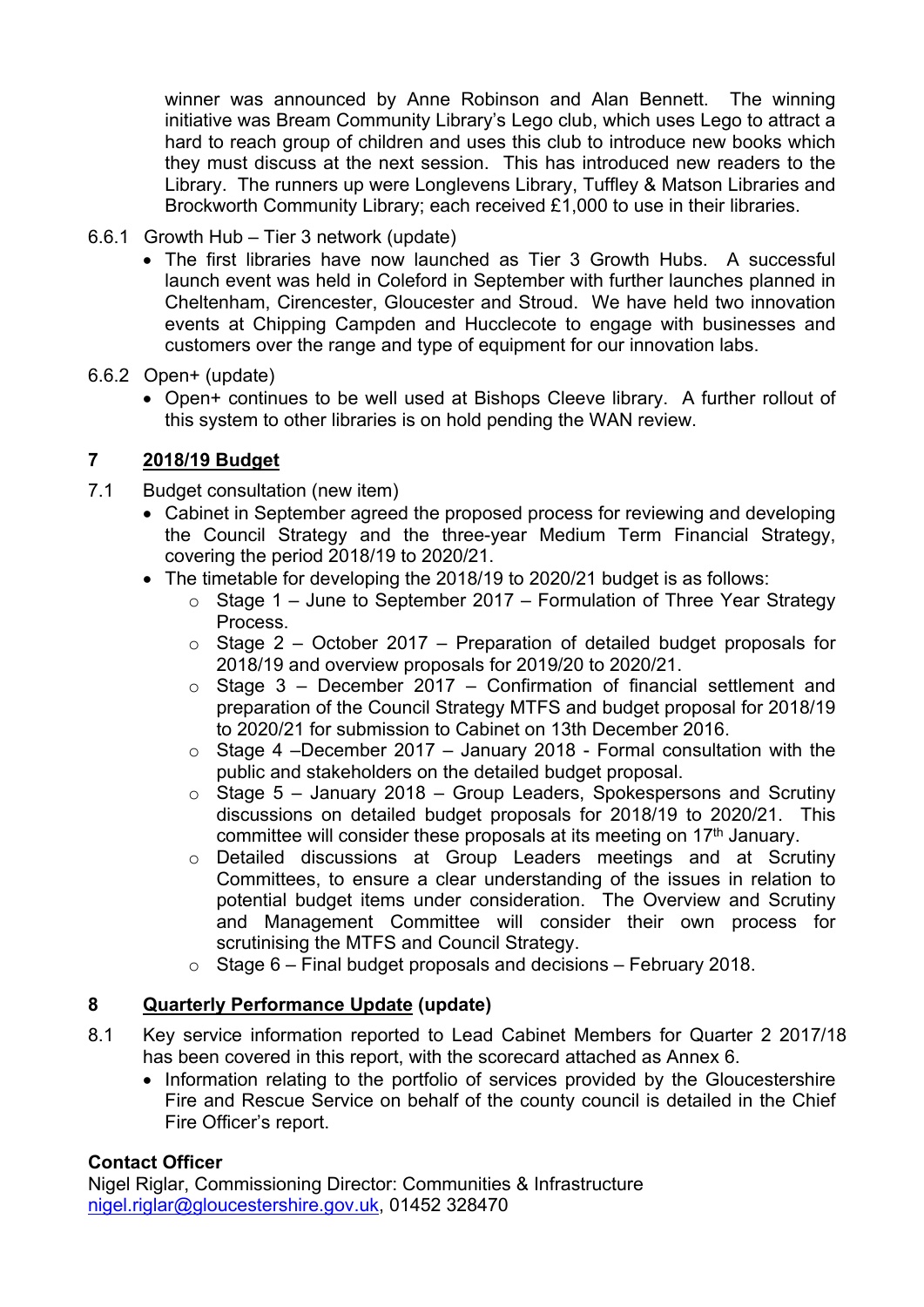winner was announced by Anne Robinson and Alan Bennett. The winning initiative was Bream Community Library's Lego club, which uses Lego to attract a hard to reach group of children and uses this club to introduce new books which they must discuss at the next session. This has introduced new readers to the Library. The runners up were Longlevens Library, Tuffley & Matson Libraries and Brockworth Community Library; each received £1,000 to use in their libraries.

6.6.1 Growth Hub – Tier 3 network (update)

- The first libraries have now launched as Tier 3 Growth Hubs. A successful launch event was held in Coleford in September with further launches planned in Cheltenham, Cirencester, Gloucester and Stroud. We have held two innovation events at Chipping Campden and Hucclecote to engage with businesses and customers over the range and type of equipment for our innovation labs.

6.6.2 Open+ (update)

- Open+ continues to be well used at Bishops Cleeve library. A further rollout of this system to other libraries is on hold pending the WAN review.

## 7 2018/19 Budget

7.1 Budget consultation (new item)

- Cabinet in September agreed the proposed process for reviewing and developing the Council Strategy and the three-year Medium Term Financial Strategy, covering the period 2018/19 to 2020/21.
- The timetable for developing the 2018/19 to 2020/21 budget is as follows:
  - Stage 1 – June to September 2017 – Formulation of Three Year Strategy Process.
  - Stage 2 – October 2017 – Preparation of detailed budget proposals for 2018/19 and overview proposals for 2019/20 to 2020/21.
  - Stage 3 – December 2017 – Confirmation of financial settlement and preparation of the Council Strategy MTFS and budget proposal for 2018/19 to 2020/21 for submission to Cabinet on 13th December 2016.
  - Stage 4 –December 2017 – January 2018 - Formal consultation with the public and stakeholders on the detailed budget proposal.
  - Stage 5 – January 2018 – Group Leaders, Spokespersons and Scrutiny discussions on detailed budget proposals for 2018/19 to 2020/21. This committee will consider these proposals at its meeting on 17th January.
  - Detailed discussions at Group Leaders meetings and at Scrutiny Committees, to ensure a clear understanding of the issues in relation to potential budget items under consideration. The Overview and Scrutiny and Management Committee will consider their own process for scrutinising the MTFS and Council Strategy.
  - Stage 6 – Final budget proposals and decisions – February 2018.

## 8 Quarterly Performance Update (update)

8.1 Key service information reported to Lead Cabinet Members for Quarter 2 2017/18 has been covered in this report, with the scorecard attached as Annex 6.

- Information relating to the portfolio of services provided by the Gloucestershire Fire and Rescue Service on behalf of the county council is detailed in the Chief Fire Officer's report.

**Contact Officer**

Nigel Riglar, Commissioning Director: Communities & Infrastructure
nigel.riglar@gloucestershire.gov.uk, 01452 328470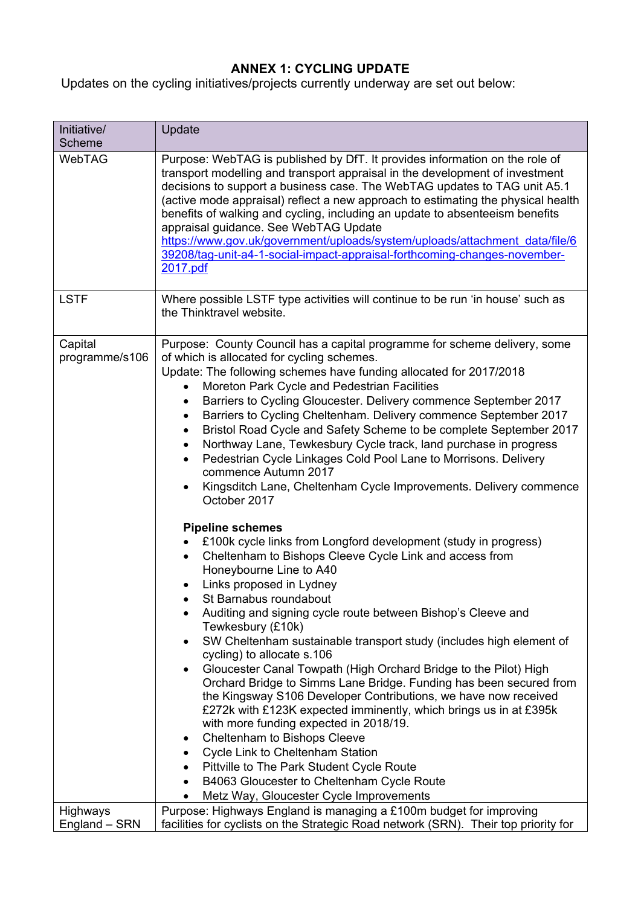**ANNEX 1: CYCLING UPDATE**

Updates on the cycling initiatives/projects currently underway are set out below:

| Initiative/ Scheme | Update |
|---|---|
| WebTAG | Purpose: WebTAG is published by DfT. It provides information on the role of transport modelling and transport appraisal in the development of investment decisions to support a business case. The WebTAG updates to TAG unit A5.1 (active mode appraisal) reflect a new approach to estimating the physical health benefits of walking and cycling, including an update to absenteeism benefits appraisal guidance. See WebTAG Update [https://www.gov.uk/government/uploads/system/uploads/attachment_data/file/639208/tag-unit-a4-1-social-impact-appraisal-forthcoming-changes-november-2017.pdf](https://www.gov.uk/government/uploads/system/uploads/attachment_data/file/639208/tag-unit-a4-1-social-impact-appraisal-forthcoming-changes-november-2017.pdf) |
| LSTF | Where possible LSTF type activities will continue to be run 'in house' such as the Thinktravel website. |
| Capital programme/s106 | Purpose: County Council has a capital programme for scheme delivery, some of which is allocated for cycling schemes.<br>Update: The following schemes have funding allocated for 2017/2018<br>• Moreton Park Cycle and Pedestrian Facilities<br>• Barriers to Cycling Gloucester. Delivery commence September 2017<br>• Barriers to Cycling Cheltenham. Delivery commence September 2017<br>• Bristol Road Cycle and Safety Scheme to be complete September 2017<br>• Northway Lane, Tewkesbury Cycle track, land purchase in progress<br>• Pedestrian Cycle Linkages Cold Pool Lane to Morrisons. Delivery commence Autumn 2017<br>• Kingsditch Lane, Cheltenham Cycle Improvements. Delivery commence October 2017<br><br>**Pipeline schemes**<br>• £100k cycle links from Longford development (study in progress)<br>• Cheltenham to Bishops Cleeve Cycle Link and access from Honeybourne Line to A40<br>• Links proposed in Lydney<br>• St Barnabus roundabout<br>• Auditing and signing cycle route between Bishop's Cleeve and Tewkesbury (£10k)<br>• SW Cheltenham sustainable transport study (includes high element of cycling) to allocate s.106<br>• Gloucester Canal Towpath (High Orchard Bridge to the Pilot) High Orchard Bridge to Simms Lane Bridge. Funding has been secured from the Kingsway S106 Developer Contributions, we have now received £272k with £123K expected imminently, which brings us in at £395k with more funding expected in 2018/19.<br>• Cheltenham to Bishops Cleeve<br>• Cycle Link to Cheltenham Station<br>• Pittville to The Park Student Cycle Route<br>• B4063 Gloucester to Cheltenham Cycle Route<br>• Metz Way, Gloucester Cycle Improvements |
| Highways England – SRN | Purpose: Highways England is managing a £100m budget for improving facilities for cyclists on the Strategic Road network (SRN). Their top priority for |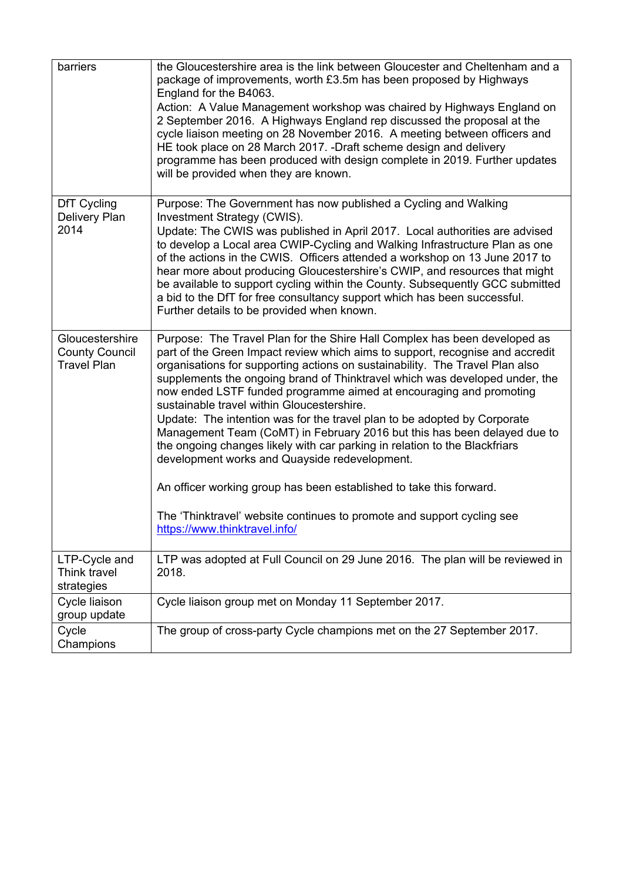| barriers | the Gloucestershire area is the link between Gloucester and Cheltenham and a package of improvements, worth £3.5m has been proposed by Highways England for the B4063.<br>Action: A Value Management workshop was chaired by Highways England on 2 September 2016. A Highways England rep discussed the proposal at the cycle liaison meeting on 28 November 2016. A meeting between officers and HE took place on 28 March 2017. -Draft scheme design and delivery programme has been produced with design complete in 2019. Further updates will be provided when they are known. |
|---|---|
| DfT Cycling Delivery Plan 2014 | Purpose: The Government has now published a Cycling and Walking Investment Strategy (CWIS).<br>Update: The CWIS was published in April 2017. Local authorities are advised to develop a Local area CWIP-Cycling and Walking Infrastructure Plan as one of the actions in the CWIS. Officers attended a workshop on 13 June 2017 to hear more about producing Gloucestershire's CWIP, and resources that might be available to support cycling within the County. Subsequently GCC submitted a bid to the DfT for free consultancy support which has been successful. Further details to be provided when known. |
| Gloucestershire County Council Travel Plan | Purpose: The Travel Plan for the Shire Hall Complex has been developed as part of the Green Impact review which aims to support, recognise and accredit organisations for supporting actions on sustainability. The Travel Plan also supplements the ongoing brand of Thinktravel which was developed under, the now ended LSTF funded programme aimed at encouraging and promoting sustainable travel within Gloucestershire.<br>Update: The intention was for the travel plan to be adopted by Corporate Management Team (CoMT) in February 2016 but this has been delayed due to the ongoing changes likely with car parking in relation to the Blackfriars development works and Quayside redevelopment.<br><br>An officer working group has been established to take this forward.<br><br>The 'Thinktravel' website continues to promote and support cycling see https://www.thinktravel.info/ |
| LTP-Cycle and Think travel strategies | LTP was adopted at Full Council on 29 June 2016. The plan will be reviewed in 2018. |
| Cycle liaison group update | Cycle liaison group met on Monday 11 September 2017. |
| Cycle Champions | The group of cross-party Cycle champions met on the 27 September 2017. |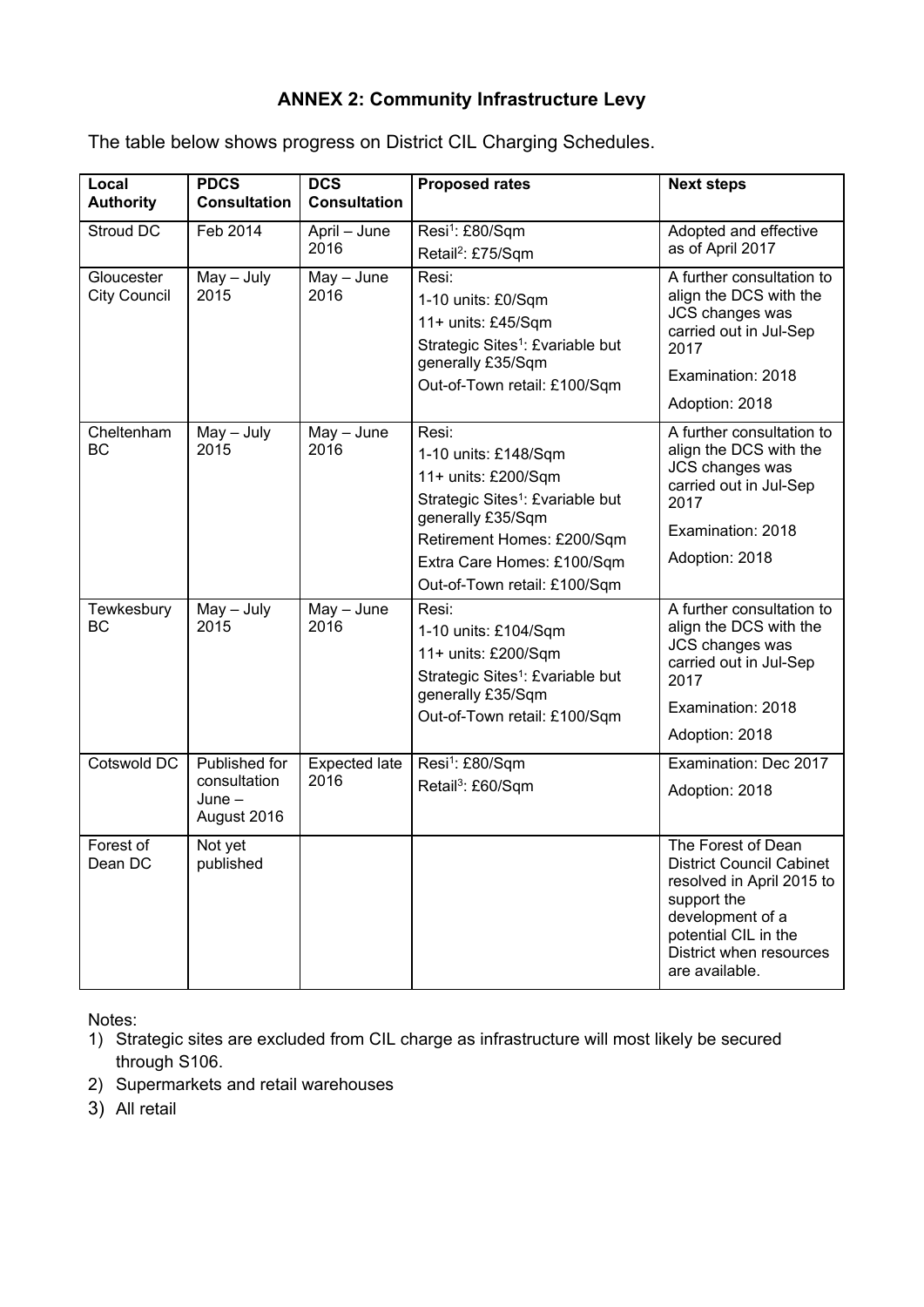**ANNEX 2: Community Infrastructure Levy**

The table below shows progress on District CIL Charging Schedules.

| Local Authority | PDCS Consultation | DCS Consultation | Proposed rates | Next steps |
|---|---|---|---|---|
| Stroud DC | Feb 2014 | April – June 2016 | Resi[1]: £80/Sqm<br>Retail[2]: £75/Sqm | Adopted and effective as of April 2017 |
| Gloucester City Council | May – July 2015 | May – June 2016 | Resi:<br>1-10 units: £0/Sqm<br>11+ units: £45/Sqm<br>Strategic Sites[1]: £variable but generally £35/Sqm<br>Out-of-Town retail: £100/Sqm | A further consultation to align the DCS with the JCS changes was carried out in Jul-Sep 2017<br>Examination: 2018<br>Adoption: 2018 |
| Cheltenham BC | May – July 2015 | May – June 2016 | Resi:<br>1-10 units: £148/Sqm<br>11+ units: £200/Sqm<br>Strategic Sites[1]: £variable but generally £35/Sqm<br>Retirement Homes: £200/Sqm<br>Extra Care Homes: £100/Sqm<br>Out-of-Town retail: £100/Sqm | A further consultation to align the DCS with the JCS changes was carried out in Jul-Sep 2017<br>Examination: 2018<br>Adoption: 2018 |
| Tewkesbury BC | May – July 2015 | May – June 2016 | Resi:<br>1-10 units: £104/Sqm<br>11+ units: £200/Sqm<br>Strategic Sites[1]: £variable but generally £35/Sqm<br>Out-of-Town retail: £100/Sqm | A further consultation to align the DCS with the JCS changes was carried out in Jul-Sep 2017<br>Examination: 2018<br>Adoption: 2018 |
| Cotswold DC | Published for consultation June – August 2016 | Expected late 2016 | Resi[1]: £80/Sqm<br>Retail[3]: £60/Sqm | Examination: Dec 2017<br>Adoption: 2018 |
| Forest of Dean DC | Not yet published | | | The Forest of Dean District Council Cabinet resolved in April 2015 to support the development of a potential CIL in the District when resources are available. |

Notes:

1) Strategic sites are excluded from CIL charge as infrastructure will most likely be secured through S106.
2) Supermarkets and retail warehouses
3) All retail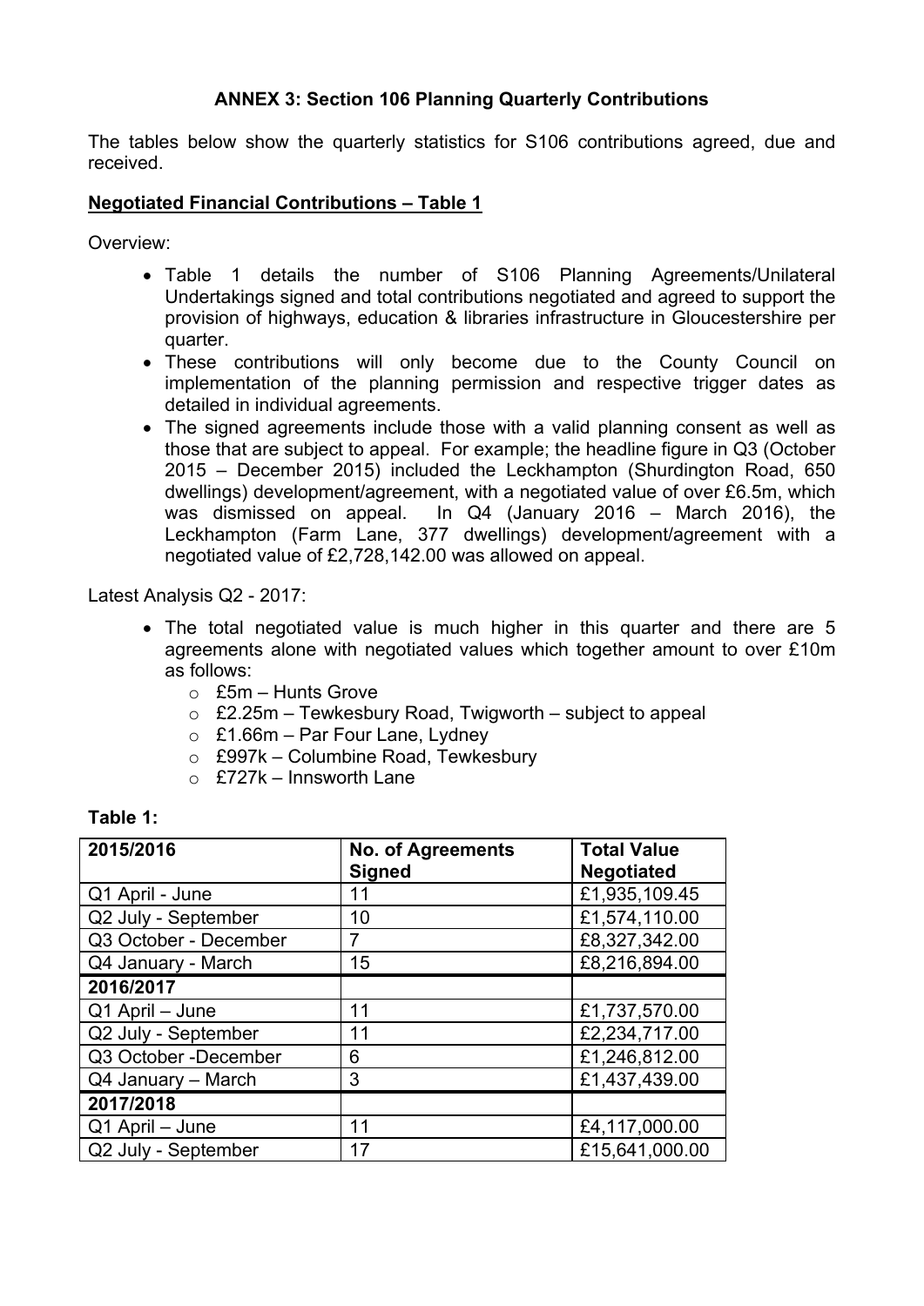**ANNEX 3: Section 106 Planning Quarterly Contributions**

The tables below show the quarterly statistics for S106 contributions agreed, due and received.

**Negotiated Financial Contributions – Table 1**

Overview:

- Table 1 details the number of S106 Planning Agreements/Unilateral Undertakings signed and total contributions negotiated and agreed to support the provision of highways, education & libraries infrastructure in Gloucestershire per quarter.
- These contributions will only become due to the County Council on implementation of the planning permission and respective trigger dates as detailed in individual agreements.
- The signed agreements include those with a valid planning consent as well as those that are subject to appeal. For example; the headline figure in Q3 (October 2015 – December 2015) included the Leckhampton (Shurdington Road, 650 dwellings) development/agreement, with a negotiated value of over £6.5m, which was dismissed on appeal. In Q4 (January 2016 – March 2016), the Leckhampton (Farm Lane, 377 dwellings) development/agreement with a negotiated value of £2,728,142.00 was allowed on appeal.

Latest Analysis Q2 - 2017:

- The total negotiated value is much higher in this quarter and there are 5 agreements alone with negotiated values which together amount to over £10m as follows:
  - £5m – Hunts Grove
  - £2.25m – Tewkesbury Road, Twigworth – subject to appeal
  - £1.66m – Par Four Lane, Lydney
  - £997k – Columbine Road, Tewkesbury
  - £727k – Innsworth Lane

**Table 1:**

| 2015/2016 | No. of Agreements Signed | Total Value Negotiated |
|---|---|---|
| Q1 April - June | 11 | £1,935,109.45 |
| Q2 July - September | 10 | £1,574,110.00 |
| Q3 October - December | 7 | £8,327,342.00 |
| Q4 January - March | 15 | £8,216,894.00 |
| **2016/2017** | | |
| Q1 April – June | 11 | £1,737,570.00 |
| Q2 July - September | 11 | £2,234,717.00 |
| Q3 October -December | 6 | £1,246,812.00 |
| Q4 January – March | 3 | £1,437,439.00 |
| **2017/2018** | | |
| Q1 April – June | 11 | £4,117,000.00 |
| Q2 July - September | 17 | £15,641,000.00 |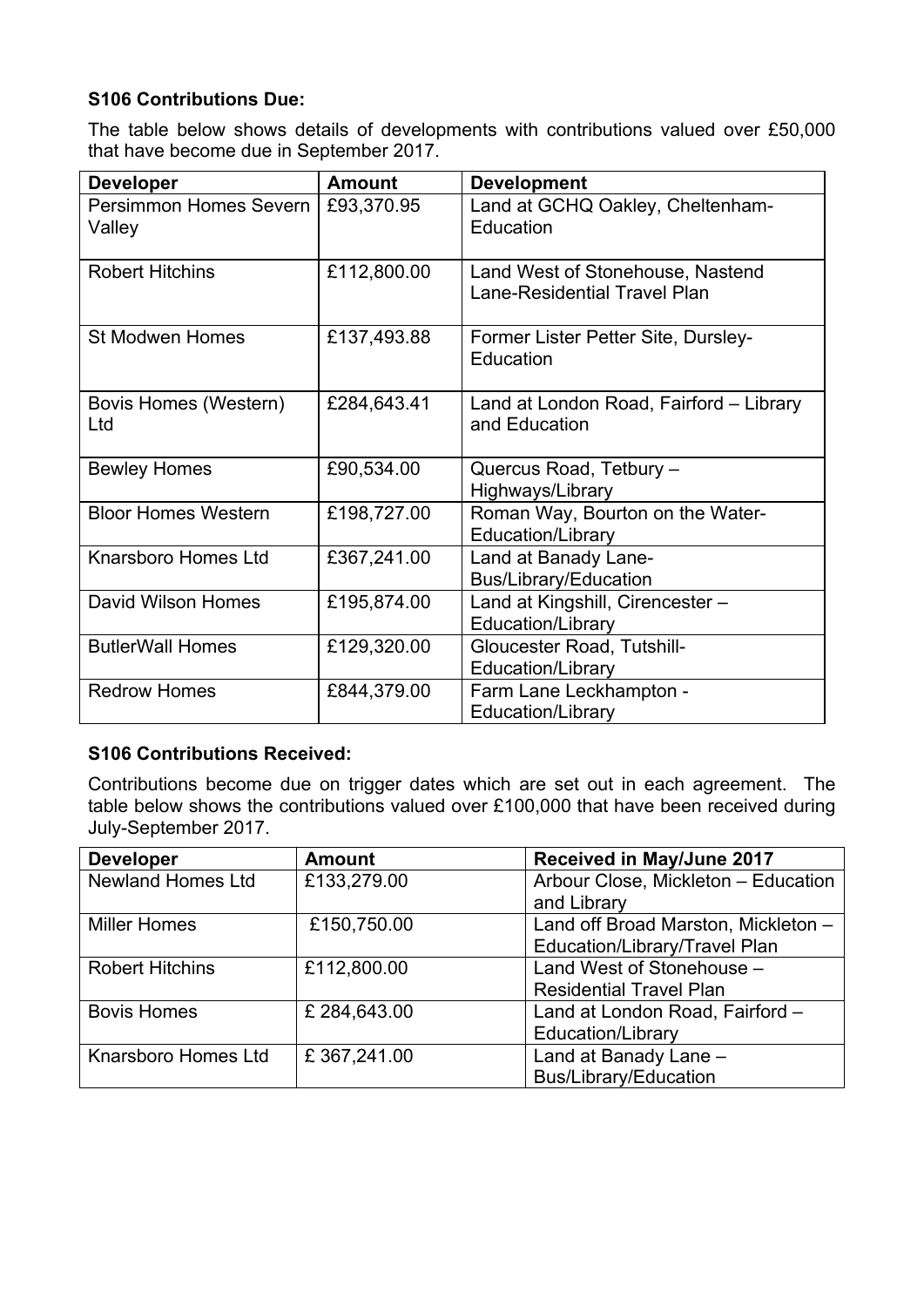**S106 Contributions Due:**

The table below shows details of developments with contributions valued over £50,000 that have become due in September 2017.

| Developer | Amount | Development |
|---|---|---|
| Persimmon Homes Severn Valley | £93,370.95 | Land at GCHQ Oakley, Cheltenham-Education |
| Robert Hitchins | £112,800.00 | Land West of Stonehouse, Nastend Lane-Residential Travel Plan |
| St Modwen Homes | £137,493.88 | Former Lister Petter Site, Dursley-Education |
| Bovis Homes (Western) Ltd | £284,643.41 | Land at London Road, Fairford – Library and Education |
| Bewley Homes | £90,534.00 | Quercus Road, Tetbury – Highways/Library |
| Bloor Homes Western | £198,727.00 | Roman Way, Bourton on the Water-Education/Library |
| Knarsboro Homes Ltd | £367,241.00 | Land at Banady Lane-Bus/Library/Education |
| David Wilson Homes | £195,874.00 | Land at Kingshill, Cirencester – Education/Library |
| ButlerWall Homes | £129,320.00 | Gloucester Road, Tutshill-Education/Library |
| Redrow Homes | £844,379.00 | Farm Lane Leckhampton - Education/Library |

**S106 Contributions Received:**

Contributions become due on trigger dates which are set out in each agreement. The table below shows the contributions valued over £100,000 that have been received during July-September 2017.

| Developer | Amount | Received in May/June 2017 |
|---|---|---|
| Newland Homes Ltd | £133,279.00 | Arbour Close, Mickleton – Education and Library |
| Miller Homes | £150,750.00 | Land off Broad Marston, Mickleton – Education/Library/Travel Plan |
| Robert Hitchins | £112,800.00 | Land West of Stonehouse – Residential Travel Plan |
| Bovis Homes | £ 284,643.00 | Land at London Road, Fairford – Education/Library |
| Knarsboro Homes Ltd | £ 367,241.00 | Land at Banady Lane – Bus/Library/Education |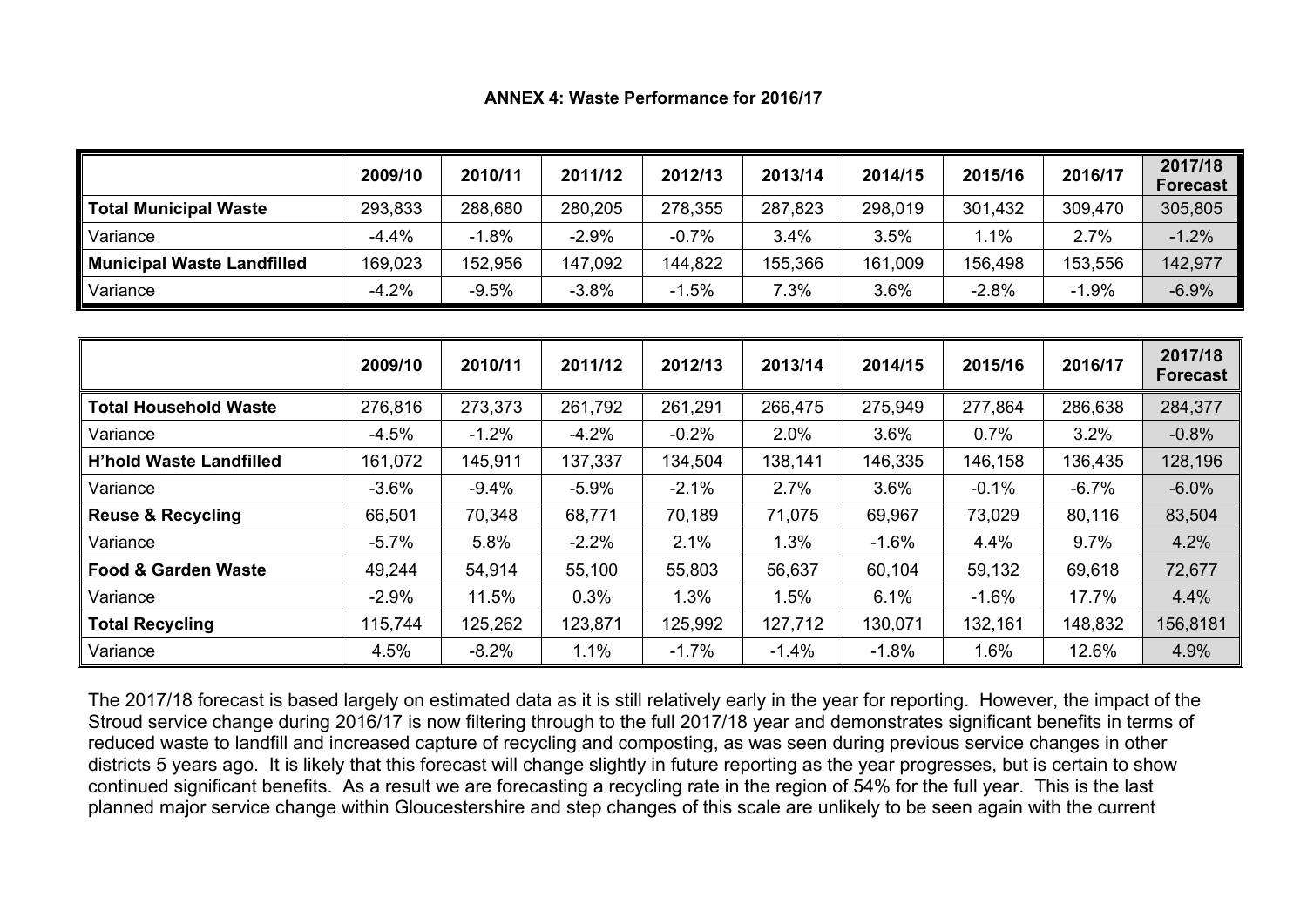**ANNEX 4: Waste Performance for 2016/17**

| | 2009/10 | 2010/11 | 2011/12 | 2012/13 | 2013/14 | 2014/15 | 2015/16 | 2016/17 | 2017/18 Forecast |
|---|---|---|---|---|---|---|---|---|---|
| **Total Municipal Waste** | 293,833 | 288,680 | 280,205 | 278,355 | 287,823 | 298,019 | 301,432 | 309,470 | 305,805 |
| Variance | -4.4% | -1.8% | -2.9% | -0.7% | 3.4% | 3.5% | 1.1% | 2.7% | -1.2% |
| **Municipal Waste Landfilled** | 169,023 | 152,956 | 147,092 | 144,822 | 155,366 | 161,009 | 156,498 | 153,556 | 142,977 |
| Variance | -4.2% | -9.5% | -3.8% | -1.5% | 7.3% | 3.6% | -2.8% | -1.9% | -6.9% |

| | 2009/10 | 2010/11 | 2011/12 | 2012/13 | 2013/14 | 2014/15 | 2015/16 | 2016/17 | 2017/18 Forecast |
|---|---|---|---|---|---|---|---|---|---|
| **Total Household Waste** | 276,816 | 273,373 | 261,792 | 261,291 | 266,475 | 275,949 | 277,864 | 286,638 | 284,377 |
| Variance | -4.5% | -1.2% | -4.2% | -0.2% | 2.0% | 3.6% | 0.7% | 3.2% | -0.8% |
| **H'hold Waste Landfilled** | 161,072 | 145,911 | 137,337 | 134,504 | 138,141 | 146,335 | 146,158 | 136,435 | 128,196 |
| Variance | -3.6% | -9.4% | -5.9% | -2.1% | 2.7% | 3.6% | -0.1% | -6.7% | -6.0% |
| **Reuse & Recycling** | 66,501 | 70,348 | 68,771 | 70,189 | 71,075 | 69,967 | 73,029 | 80,116 | 83,504 |
| Variance | -5.7% | 5.8% | -2.2% | 2.1% | 1.3% | -1.6% | 4.4% | 9.7% | 4.2% |
| **Food & Garden Waste** | 49,244 | 54,914 | 55,100 | 55,803 | 56,637 | 60,104 | 59,132 | 69,618 | 72,677 |
| Variance | -2.9% | 11.5% | 0.3% | 1.3% | 1.5% | 6.1% | -1.6% | 17.7% | 4.4% |
| **Total Recycling** | 115,744 | 125,262 | 123,871 | 125,992 | 127,712 | 130,071 | 132,161 | 148,832 | 156,8181 |
| Variance | 4.5% | -8.2% | 1.1% | -1.7% | -1.4% | -1.8% | 1.6% | 12.6% | 4.9% |

The 2017/18 forecast is based largely on estimated data as it is still relatively early in the year for reporting. However, the impact of the Stroud service change during 2016/17 is now filtering through to the full 2017/18 year and demonstrates significant benefits in terms of reduced waste to landfill and increased capture of recycling and composting, as was seen during previous service changes in other districts 5 years ago. It is likely that this forecast will change slightly in future reporting as the year progresses, but is certain to show continued significant benefits. As a result we are forecasting a recycling rate in the region of 54% for the full year. This is the last planned major service change within Gloucestershire and step changes of this scale are unlikely to be seen again with the current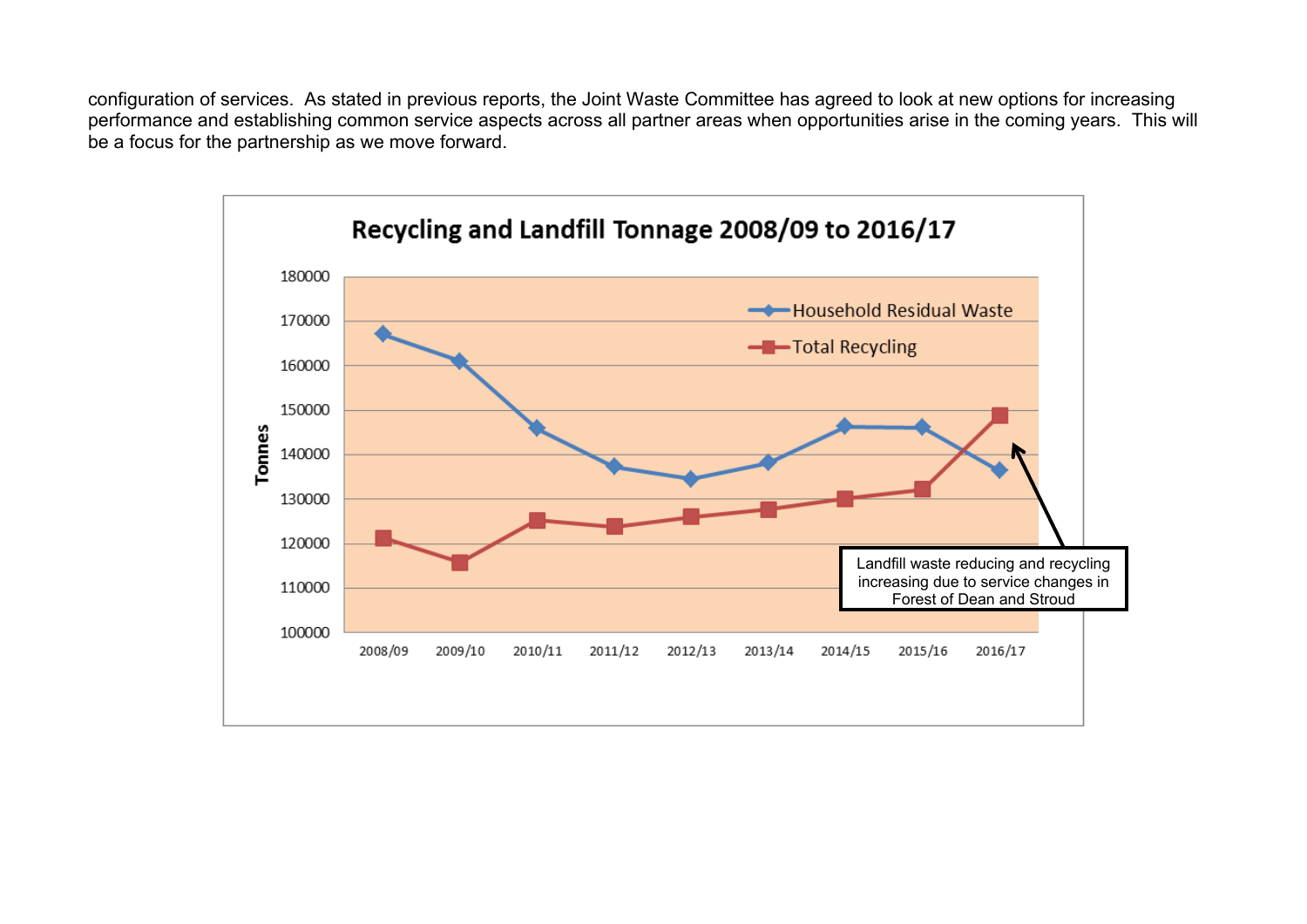configuration of services. As stated in previous reports, the Joint Waste Committee has agreed to look at new options for increasing performance and establishing common service aspects across all partner areas when opportunities arise in the coming years. This will be a focus for the partnership as we move forward.

Recycling and Landfill Tonnage 2008/09 to 2016/17

Tonnes

180000
170000
160000
150000
140000
130000
120000
110000
100000

2008/09 2009/10 2010/11 2011/12 2012/13 2013/14 2014/15 2015/16 2016/17

Household Residual Waste
Total Recycling

Landfill waste reducing and recycling increasing due to service changes in Forest of Dean and Stroud